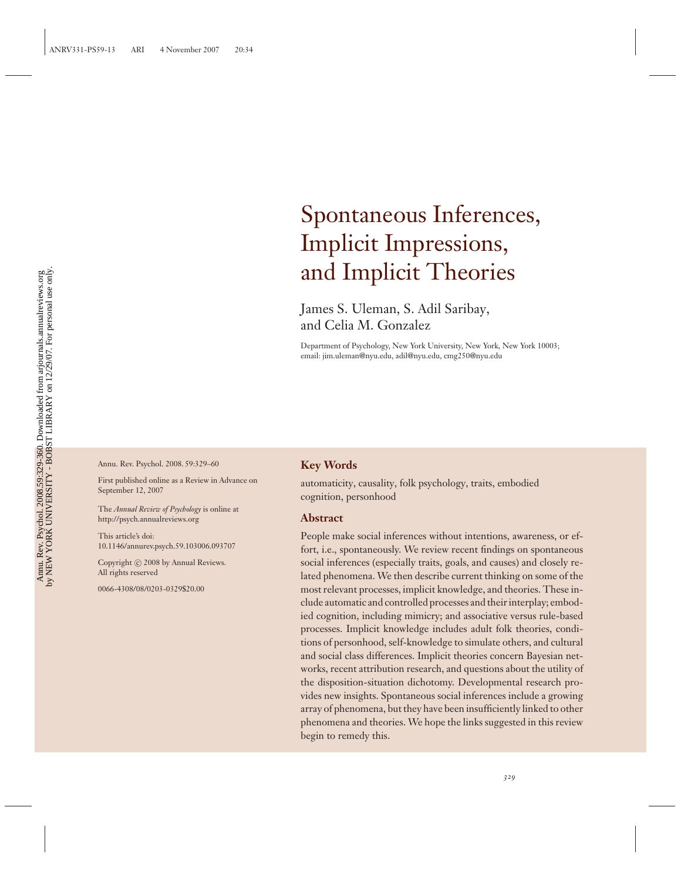# Spontaneous Inferences, Implicit Impressions, and Implicit Theories

James S. Uleman, S. Adil Saribay, and Celia M. Gonzalez

Department of Psychology, New York University, New York, New York 10003; email: jim.uleman@nyu.edu, adil@nyu.edu, cmg250@nyu.edu

Annu. Rev. Psychol. 2008. 59:329–60

First published online as a Review in Advance on September 12, 2007

The *Annual Review of Psychology* is online at http://psych.annualreviews.org

This article's doi: 10.1146/annurev.psych.59.103006.093707

Copyright © 2008 by Annual Reviews. All rights reserved

0066-4308/08/0203-0329$20.00

## Key Words

automaticity, causality, folk psychology, traits, embodied cognition, personhood

## Abstract

People make social inferences without intentions, awareness, or effort, i.e., spontaneously. We review recent findings on spontaneous social inferences (especially traits, goals, and causes) and closely related phenomena. We then describe current thinking on some of the most relevant processes, implicit knowledge, and theories. These include automatic and controlled processes and their interplay; embodied cognition, including mimicry; and associative versus rule-based processes. Implicit knowledge includes adult folk theories, conditions of personhood, self-knowledge to simulate others, and cultural and social class differences. Implicit theories concern Bayesian networks, recent attribution research, and questions about the utility of the disposition-situation dichotomy. Developmental research provides new insights. Spontaneous social inferences include a growing array of phenomena, but they have been insufficiently linked to other phenomena and theories. We hope the links suggested in this review begin to remedy this.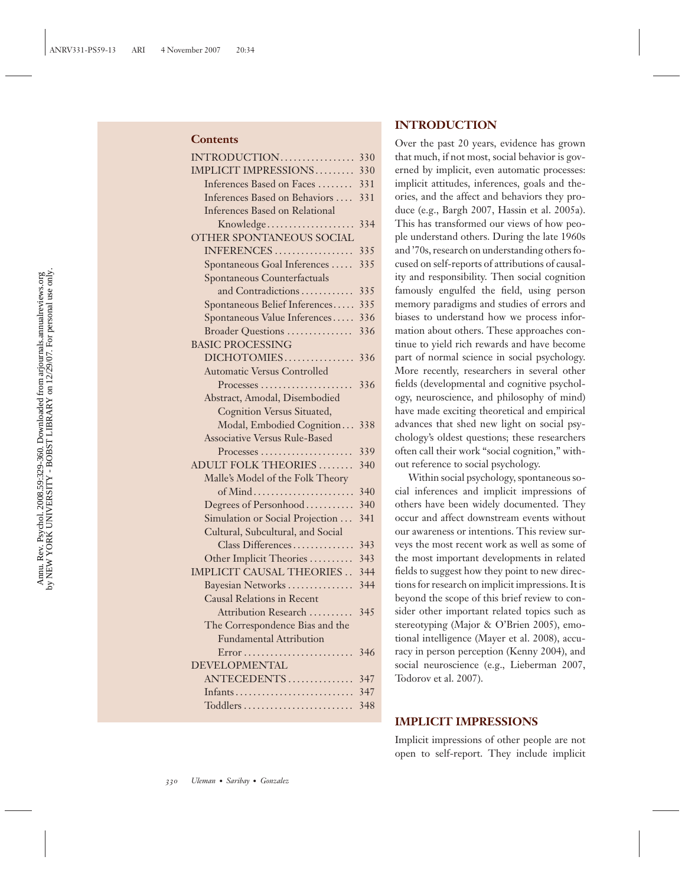**Contents**

| | |
|---|---|
| INTRODUCTION | 330 |
| IMPLICIT IMPRESSIONS | 330 |
| Inferences Based on Faces | 331 |
| Inferences Based on Behaviors | 331 |
| Inferences Based on Relational Knowledge | 334 |
| OTHER SPONTANEOUS SOCIAL INFERENCES | 335 |
| Spontaneous Goal Inferences | 335 |
| Spontaneous Counterfactuals and Contradictions | 335 |
| Spontaneous Belief Inferences | 335 |
| Spontaneous Value Inferences | 336 |
| Broader Questions | 336 |
| BASIC PROCESSING DICHOTOMIES | 336 |
| Automatic Versus Controlled Processes | 336 |
| Abstract, Amodal, Disembodied Cognition Versus Situated, Modal, Embodied Cognition | 338 |
| Associative Versus Rule-Based Processes | 339 |
| ADULT FOLK THEORIES | 340 |
| Malle's Model of the Folk Theory of Mind | 340 |
| Degrees of Personhood | 340 |
| Simulation or Social Projection | 341 |
| Cultural, Subcultural, and Social Class Differences | 343 |
| Other Implicit Theories | 343 |
| IMPLICIT CAUSAL THEORIES | 344 |
| Bayesian Networks | 344 |
| Causal Relations in Recent Attribution Research | 345 |
| The Correspondence Bias and the Fundamental Attribution Error | 346 |
| DEVELOPMENTAL ANTECEDENTS | 347 |
| Infants | 347 |
| Toddlers | 348 |

## INTRODUCTION

Over the past 20 years, evidence has grown that much, if not most, social behavior is governed by implicit, even automatic processes: implicit attitudes, inferences, goals and theories, and the affect and behaviors they produce (e.g., Bargh 2007, Hassin et al. 2005a). This has transformed our views of how people understand others. During the late 1960s and '70s, research on understanding others focused on self-reports of attributions of causality and responsibility. Then social cognition famously engulfed the field, using person memory paradigms and studies of errors and biases to understand how we process information about others. These approaches continue to yield rich rewards and have become part of normal science in social psychology. More recently, researchers in several other fields (developmental and cognitive psychology, neuroscience, and philosophy of mind) have made exciting theoretical and empirical advances that shed new light on social psychology's oldest questions; these researchers often call their work "social cognition," without reference to social psychology.

Within social psychology, spontaneous social inferences and implicit impressions of others have been widely documented. They occur and affect downstream events without our awareness or intentions. This review surveys the most recent work as well as some of the most important developments in related fields to suggest how they point to new directions for research on implicit impressions. It is beyond the scope of this brief review to consider other important related topics such as stereotyping (Major & O'Brien 2005), emotional intelligence (Mayer et al. 2008), accuracy in person perception (Kenny 2004), and social neuroscience (e.g., Lieberman 2007, Todorov et al. 2007).

## IMPLICIT IMPRESSIONS

Implicit impressions of other people are not open to self-report. They include implicit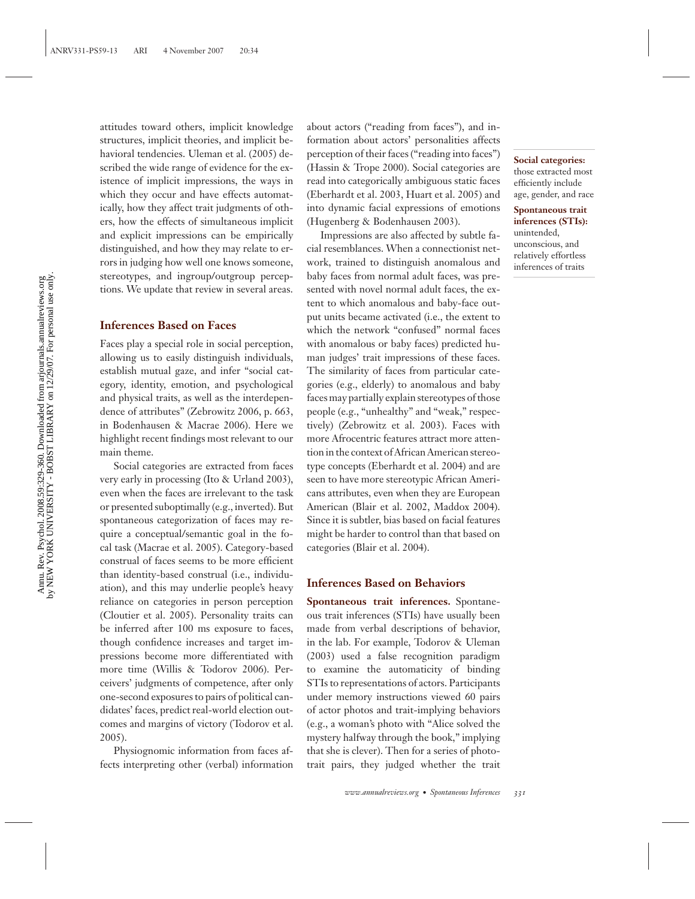attitudes toward others, implicit knowledge structures, implicit theories, and implicit behavioral tendencies. Uleman et al. (2005) described the wide range of evidence for the existence of implicit impressions, the ways in which they occur and have effects automatically, how they affect trait judgments of others, how the effects of simultaneous implicit and explicit impressions can be empirically distinguished, and how they may relate to errors in judging how well one knows someone, stereotypes, and ingroup/outgroup perceptions. We update that review in several areas.

### Inferences Based on Faces

Faces play a special role in social perception, allowing us to easily distinguish individuals, establish mutual gaze, and infer "social category, identity, emotion, and psychological and physical traits, as well as the interdependence of attributes" (Zebrowitz 2006, p. 663, in Bodenhausen & Macrae 2006). Here we highlight recent findings most relevant to our main theme.

Social categories are extracted from faces very early in processing (Ito & Urland 2003), even when the faces are irrelevant to the task or presented suboptimally (e.g., inverted). But spontaneous categorization of faces may require a conceptual/semantic goal in the focal task (Macrae et al. 2005). Category-based construal of faces seems to be more efficient than identity-based construal (i.e., individuation), and this may underlie people's heavy reliance on categories in person perception (Cloutier et al. 2005). Personality traits can be inferred after 100 ms exposure to faces, though confidence increases and target impressions become more differentiated with more time (Willis & Todorov 2006). Perceivers' judgments of competence, after only one-second exposures to pairs of political candidates' faces, predict real-world election outcomes and margins of victory (Todorov et al. 2005).

Physiognomic information from faces affects interpreting other (verbal) information about actors ("reading from faces"), and information about actors' personalities affects perception of their faces ("reading into faces") (Hassin & Trope 2000). Social categories are read into categorically ambiguous static faces (Eberhardt et al. 2003, Huart et al. 2005) and into dynamic facial expressions of emotions (Hugenberg & Bodenhausen 2003).

**Social categories:** those extracted most efficiently include age, gender, and race

**Spontaneous trait inferences (STIs):** unintended, unconscious, and relatively effortless inferences of traits

Impressions are also affected by subtle facial resemblances. When a connectionist network, trained to distinguish anomalous and baby faces from normal adult faces, was presented with novel normal adult faces, the extent to which anomalous and baby-face output units became activated (i.e., the extent to which the network "confused" normal faces with anomalous or baby faces) predicted human judges' trait impressions of these faces. The similarity of faces from particular categories (e.g., elderly) to anomalous and baby faces may partially explain stereotypes of those people (e.g., "unhealthy" and "weak," respectively) (Zebrowitz et al. 2003). Faces with more Afrocentric features attract more attention in the context of African American stereotype concepts (Eberhardt et al. 2004) and are seen to have more stereotypic African Americans attributes, even when they are European American (Blair et al. 2002, Maddox 2004). Since it is subtler, bias based on facial features might be harder to control than that based on categories (Blair et al. 2004).

### Inferences Based on Behaviors

**Spontaneous trait inferences.** Spontaneous trait inferences (STIs) have usually been made from verbal descriptions of behavior, in the lab. For example, Todorov & Uleman (2003) used a false recognition paradigm to examine the automaticity of binding STIs to representations of actors. Participants under memory instructions viewed 60 pairs of actor photos and trait-implying behaviors (e.g., a woman's photo with "Alice solved the mystery halfway through the book," implying that she is clever). Then for a series of photo-trait pairs, they judged whether the trait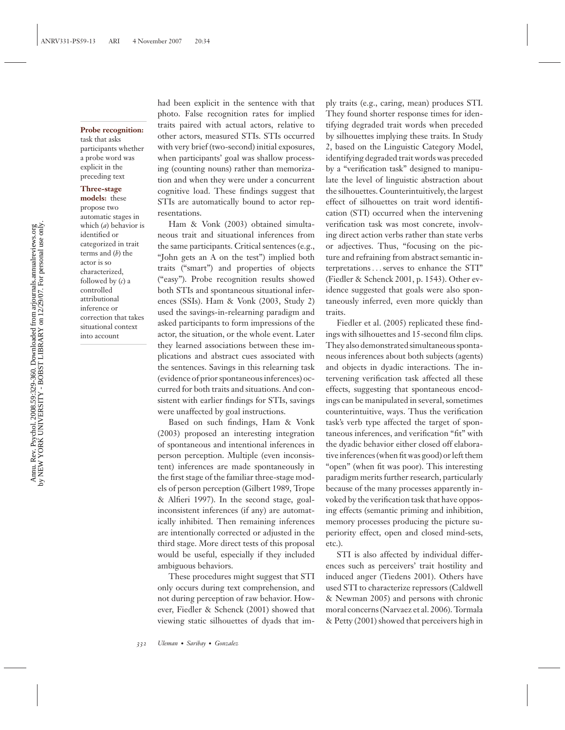had been explicit in the sentence with that photo. False recognition rates for implied traits paired with actual actors, relative to other actors, measured STIs. STIs occurred with very brief (two-second) initial exposures, when participants' goal was shallow processing (counting nouns) rather than memorization and when they were under a concurrent cognitive load. These findings suggest that STIs are automatically bound to actor representations.

**Probe recognition:** task that asks participants whether a probe word was explicit in the preceding text

**Three-stage models:** these propose two automatic stages in which (*a*) behavior is identified or categorized in trait terms and (*b*) the actor is so characterized, followed by (*c*) a controlled attributional inference or correction that takes situational context into account

Ham & Vonk (2003) obtained simultaneous trait and situational inferences from the same participants. Critical sentences (e.g., "John gets an A on the test") implied both traits ("smart") and properties of objects ("easy"). Probe recognition results showed both STIs and spontaneous situational inferences (SSIs). Ham & Vonk (2003, Study 2) used the savings-in-relearning paradigm and asked participants to form impressions of the actor, the situation, or the whole event. Later they learned associations between these implications and abstract cues associated with the sentences. Savings in this relearning task (evidence of prior spontaneous inferences) occurred for both traits and situations. And consistent with earlier findings for STIs, savings were unaffected by goal instructions.

Based on such findings, Ham & Vonk (2003) proposed an interesting integration of spontaneous and intentional inferences in person perception. Multiple (even inconsistent) inferences are made spontaneously in the first stage of the familiar three-stage models of person perception (Gilbert 1989, Trope & Alfieri 1997). In the second stage, goal-inconsistent inferences (if any) are automatically inhibited. Then remaining inferences are intentionally corrected or adjusted in the third stage. More direct tests of this proposal would be useful, especially if they included ambiguous behaviors.

These procedures might suggest that STI only occurs during text comprehension, and not during perception of raw behavior. However, Fiedler & Schenck (2001) showed that viewing static silhouettes of dyads that imply traits (e.g., caring, mean) produces STI. They found shorter response times for identifying degraded trait words when preceded by silhouettes implying these traits. In Study 2, based on the Linguistic Category Model, identifying degraded trait words was preceded by a "verification task" designed to manipulate the level of linguistic abstraction about the silhouettes. Counterintuitively, the largest effect of silhouettes on trait word identification (STI) occurred when the intervening verification task was most concrete, involving direct action verbs rather than state verbs or adjectives. Thus, "focusing on the picture and refraining from abstract semantic interpretations . . . serves to enhance the STI" (Fiedler & Schenck 2001, p. 1543). Other evidence suggested that goals were also spontaneously inferred, even more quickly than traits.

Fiedler et al. (2005) replicated these findings with silhouettes and 15-second film clips. They also demonstrated simultaneous spontaneous inferences about both subjects (agents) and objects in dyadic interactions. The intervening verification task affected all these effects, suggesting that spontaneous encodings can be manipulated in several, sometimes counterintuitive, ways. Thus the verification task's verb type affected the target of spontaneous inferences, and verification "fit" with the dyadic behavior either closed off elaborative inferences (when fit was good) or left them "open" (when fit was poor). This interesting paradigm merits further research, particularly because of the many processes apparently invoked by the verification task that have opposing effects (semantic priming and inhibition, memory processes producing the picture superiority effect, open and closed mind-sets, etc.).

STI is also affected by individual differences such as perceivers' trait hostility and induced anger (Tiedens 2001). Others have used STI to characterize repressors (Caldwell & Newman 2005) and persons with chronic moral concerns (Narvaez et al. 2006). Tormala & Petty (2001) showed that perceivers high in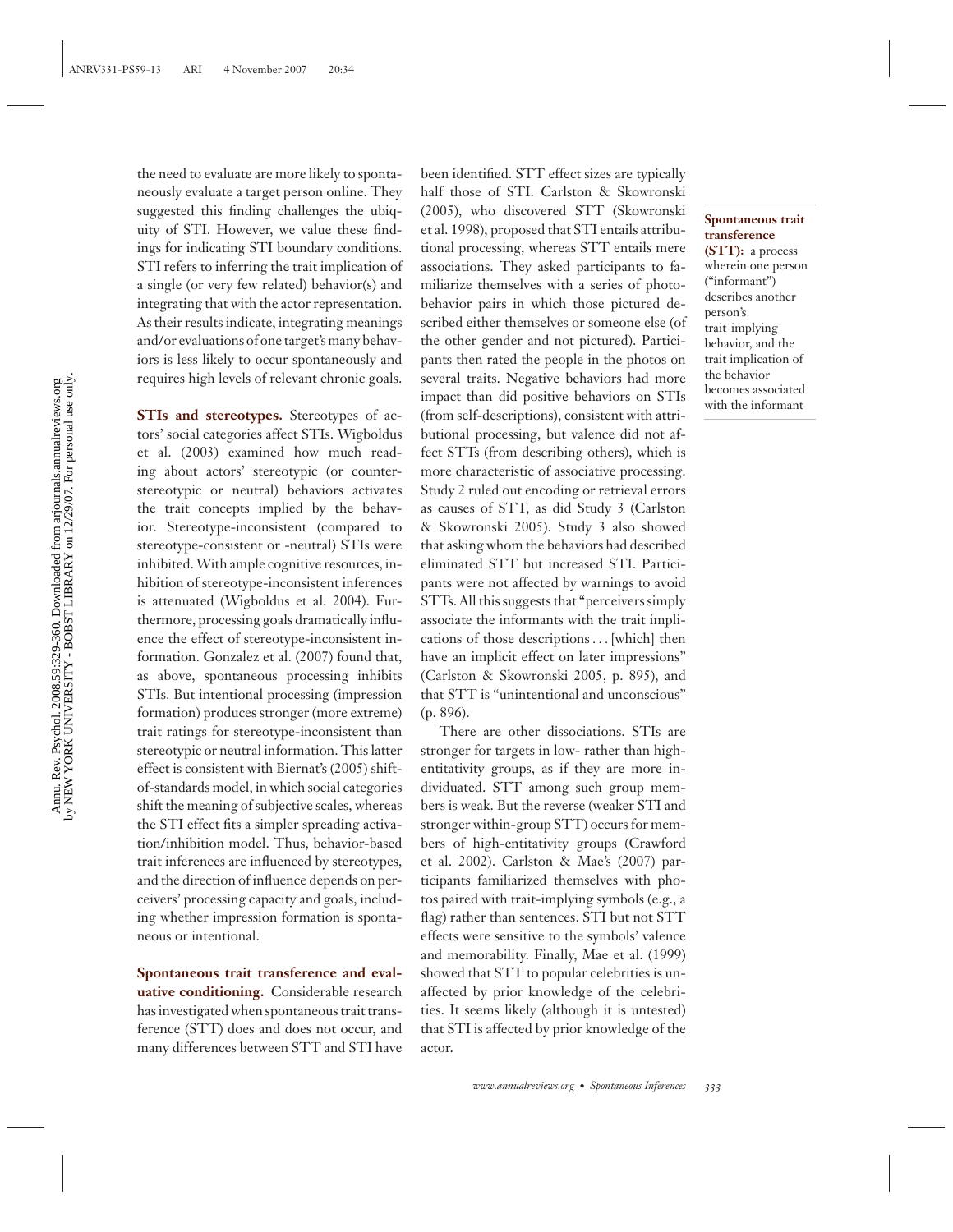the need to evaluate are more likely to spontaneously evaluate a target person online. They suggested this finding challenges the ubiquity of STI. However, we value these findings for indicating STI boundary conditions. STI refers to inferring the trait implication of a single (or very few related) behavior(s) and integrating that with the actor representation. As their results indicate, integrating meanings and/or evaluations of one target's many behaviors is less likely to occur spontaneously and requires high levels of relevant chronic goals.

**STIs and stereotypes.** Stereotypes of actors' social categories affect STIs. Wigboldus et al. (2003) examined how much reading about actors' stereotypic (or counter-stereotypic or neutral) behaviors activates the trait concepts implied by the behavior. Stereotype-inconsistent (compared to stereotype-consistent or -neutral) STIs were inhibited. With ample cognitive resources, inhibition of stereotype-inconsistent inferences is attenuated (Wigboldus et al. 2004). Furthermore, processing goals dramatically influence the effect of stereotype-inconsistent information. Gonzalez et al. (2007) found that, as above, spontaneous processing inhibits STIs. But intentional processing (impression formation) produces stronger (more extreme) trait ratings for stereotype-inconsistent than stereotypic or neutral information. This latter effect is consistent with Biernat's (2005) shift-of-standards model, in which social categories shift the meaning of subjective scales, whereas the STI effect fits a simpler spreading activation/inhibition model. Thus, behavior-based trait inferences are influenced by stereotypes, and the direction of influence depends on perceivers' processing capacity and goals, including whether impression formation is spontaneous or intentional.

**Spontaneous trait transference and evaluative conditioning.** Considerable research has investigated when spontaneous trait transference (STT) does and does not occur, and many differences between STT and STI have been identified. STT effect sizes are typically half those of STI. Carlston & Skowronski (2005), who discovered STT (Skowronski et al. 1998), proposed that STI entails attributional processing, whereas STT entails mere associations. They asked participants to familiarize themselves with a series of photo-behavior pairs in which those pictured described either themselves or someone else (of the other gender and not pictured). Participants then rated the people in the photos on several traits. Negative behaviors had more impact than did positive behaviors on STIs (from self-descriptions), consistent with attributional processing, but valence did not affect STTs (from describing others), which is more characteristic of associative processing. Study 2 ruled out encoding or retrieval errors as causes of STT, as did Study 3 (Carlston & Skowronski 2005). Study 3 also showed that asking whom the behaviors had described eliminated STT but increased STI. Participants were not affected by warnings to avoid STTs. All this suggests that "perceivers simply associate the informants with the trait implications of those descriptions . . . [which] then have an implicit effect on later impressions" (Carlston & Skowronski 2005, p. 895), and that STT is "unintentional and unconscious" (p. 896).

**Spontaneous trait transference (STT):** a process wherein one person ("informant") describes another person's trait-implying behavior, and the trait implication of the behavior becomes associated with the informant

There are other dissociations. STIs are stronger for targets in low- rather than high-entitativity groups, as if they are more individuated. STT among such group members is weak. But the reverse (weaker STI and stronger within-group STT) occurs for members of high-entitativity groups (Crawford et al. 2002). Carlston & Mae's (2007) participants familiarized themselves with photos paired with trait-implying symbols (e.g., a flag) rather than sentences. STI but not STT effects were sensitive to the symbols' valence and memorability. Finally, Mae et al. (1999) showed that STT to popular celebrities is unaffected by prior knowledge of the celebrities. It seems likely (although it is untested) that STI is affected by prior knowledge of the actor.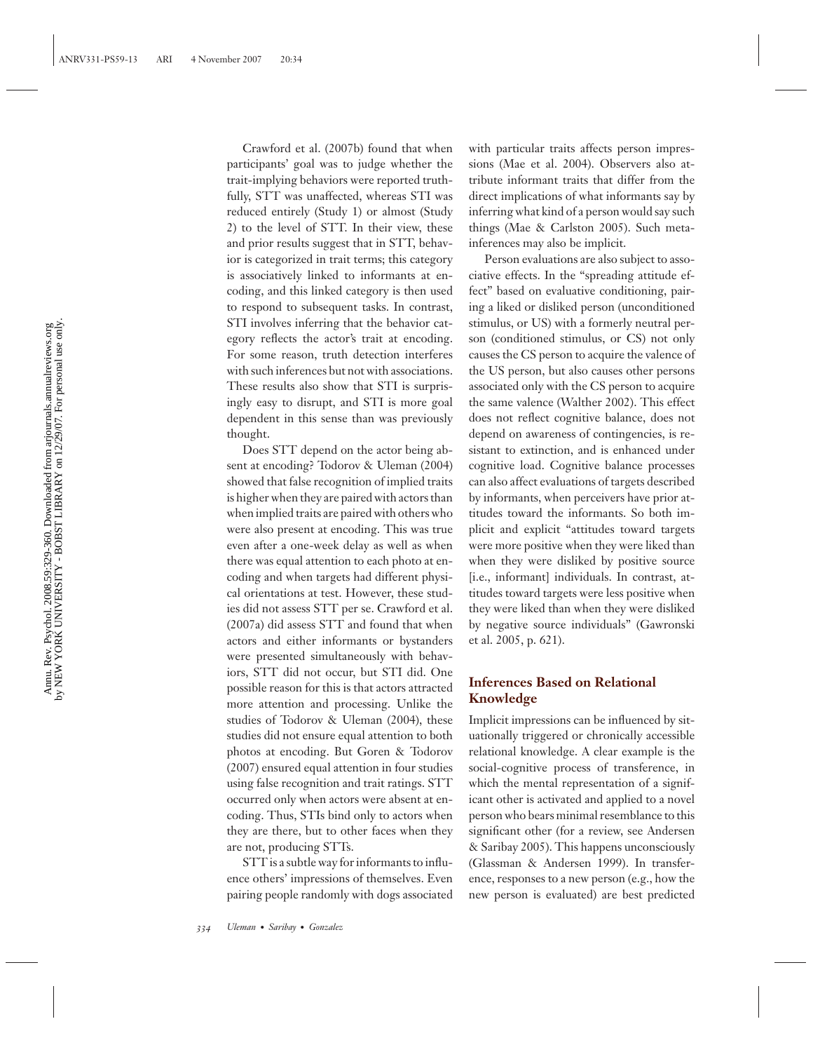Crawford et al. (2007b) found that when participants' goal was to judge whether the trait-implying behaviors were reported truthfully, STT was unaffected, whereas STI was reduced entirely (Study 1) or almost (Study 2) to the level of STT. In their view, these and prior results suggest that in STT, behavior is categorized in trait terms; this category is associatively linked to informants at encoding, and this linked category is then used to respond to subsequent tasks. In contrast, STI involves inferring that the behavior category reflects the actor's trait at encoding. For some reason, truth detection interferes with such inferences but not with associations. These results also show that STI is surprisingly easy to disrupt, and STI is more goal dependent in this sense than was previously thought.

Does STT depend on the actor being absent at encoding? Todorov & Uleman (2004) showed that false recognition of implied traits is higher when they are paired with actors than when implied traits are paired with others who were also present at encoding. This was true even after a one-week delay as well as when there was equal attention to each photo at encoding and when targets had different physical orientations at test. However, these studies did not assess STT per se. Crawford et al. (2007a) did assess STT and found that when actors and either informants or bystanders were presented simultaneously with behaviors, STT did not occur, but STI did. One possible reason for this is that actors attracted more attention and processing. Unlike the studies of Todorov & Uleman (2004), these studies did not ensure equal attention to both photos at encoding. But Goren & Todorov (2007) ensured equal attention in four studies using false recognition and trait ratings. STT occurred only when actors were absent at encoding. Thus, STIs bind only to actors when they are there, but to other faces when they are not, producing STTs.

STT is a subtle way for informants to influence others' impressions of themselves. Even pairing people randomly with dogs associated with particular traits affects person impressions (Mae et al. 2004). Observers also attribute informant traits that differ from the direct implications of what informants say by inferring what kind of a person would say such things (Mae & Carlston 2005). Such meta-inferences may also be implicit.

Person evaluations are also subject to associative effects. In the "spreading attitude effect" based on evaluative conditioning, pairing a liked or disliked person (unconditioned stimulus, or US) with a formerly neutral person (conditioned stimulus, or CS) not only causes the CS person to acquire the valence of the US person, but also causes other persons associated only with the CS person to acquire the same valence (Walther 2002). This effect does not reflect cognitive balance, does not depend on awareness of contingencies, is resistant to extinction, and is enhanced under cognitive load. Cognitive balance processes can also affect evaluations of targets described by informants, when perceivers have prior attitudes toward the informants. So both implicit and explicit "attitudes toward targets were more positive when they were liked than when they were disliked by positive source [i.e., informant] individuals. In contrast, attitudes toward targets were less positive when they were liked than when they were disliked by negative source individuals" (Gawronski et al. 2005, p. 621).

## Inferences Based on Relational Knowledge

Implicit impressions can be influenced by situationally triggered or chronically accessible relational knowledge. A clear example is the social-cognitive process of transference, in which the mental representation of a significant other is activated and applied to a novel person who bears minimal resemblance to this significant other (for a review, see Andersen & Saribay 2005). This happens unconsciously (Glassman & Andersen 1999). In transference, responses to a new person (e.g., how the new person is evaluated) are best predicted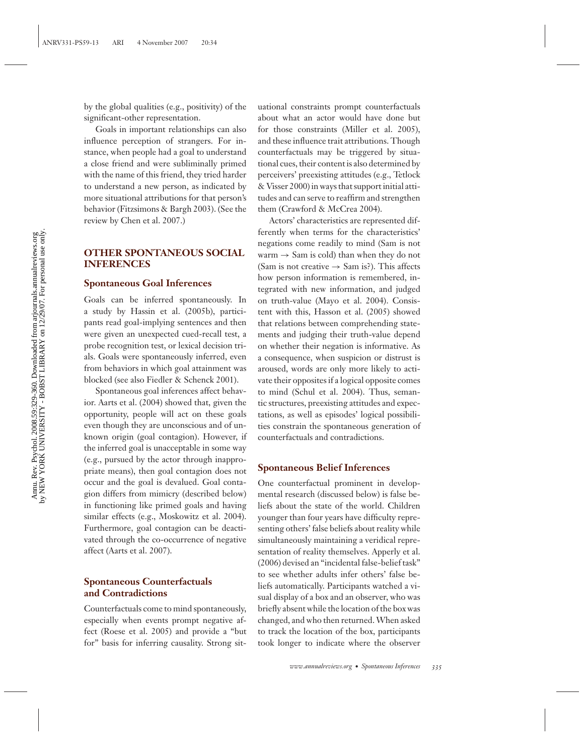by the global qualities (e.g., positivity) of the significant-other representation.

Goals in important relationships can also influence perception of strangers. For instance, when people had a goal to understand a close friend and were subliminally primed with the name of this friend, they tried harder to understand a new person, as indicated by more situational attributions for that person's behavior (Fitzsimons & Bargh 2003). (See the review by Chen et al. 2007.)

## OTHER SPONTANEOUS SOCIAL INFERENCES

### Spontaneous Goal Inferences

Goals can be inferred spontaneously. In a study by Hassin et al. (2005b), participants read goal-implying sentences and then were given an unexpected cued-recall test, a probe recognition test, or lexical decision trials. Goals were spontaneously inferred, even from behaviors in which goal attainment was blocked (see also Fiedler & Schenck 2001).

Spontaneous goal inferences affect behavior. Aarts et al. (2004) showed that, given the opportunity, people will act on these goals even though they are unconscious and of unknown origin (goal contagion). However, if the inferred goal is unacceptable in some way (e.g., pursued by the actor through inappropriate means), then goal contagion does not occur and the goal is devalued. Goal contagion differs from mimicry (described below) in functioning like primed goals and having similar effects (e.g., Moskowitz et al. 2004). Furthermore, goal contagion can be deactivated through the co-occurrence of negative affect (Aarts et al. 2007).

### Spontaneous Counterfactuals and Contradictions

Counterfactuals come to mind spontaneously, especially when events prompt negative affect (Roese et al. 2005) and provide a "but for" basis for inferring causality. Strong situational constraints prompt counterfactuals about what an actor would have done but for those constraints (Miller et al. 2005), and these influence trait attributions. Though counterfactuals may be triggered by situational cues, their content is also determined by perceivers' preexisting attitudes (e.g., Tetlock & Visser 2000) in ways that support initial attitudes and can serve to reaffirm and strengthen them (Crawford & McCrea 2004).

Actors' characteristics are represented differently when terms for the characteristics' negations come readily to mind (Sam is not warm → Sam is cold) than when they do not (Sam is not creative → Sam is?). This affects how person information is remembered, integrated with new information, and judged on truth-value (Mayo et al. 2004). Consistent with this, Hasson et al. (2005) showed that relations between comprehending statements and judging their truth-value depend on whether their negation is informative. As a consequence, when suspicion or distrust is aroused, words are only more likely to activate their opposites if a logical opposite comes to mind (Schul et al. 2004). Thus, semantic structures, preexisting attitudes and expectations, as well as episodes' logical possibilities constrain the spontaneous generation of counterfactuals and contradictions.

### Spontaneous Belief Inferences

One counterfactual prominent in developmental research (discussed below) is false beliefs about the state of the world. Children younger than four years have difficulty representing others' false beliefs about reality while simultaneously maintaining a veridical representation of reality themselves. Apperly et al. (2006) devised an "incidental false-belief task" to see whether adults infer others' false beliefs automatically. Participants watched a visual display of a box and an observer, who was briefly absent while the location of the box was changed, and who then returned. When asked to track the location of the box, participants took longer to indicate where the observer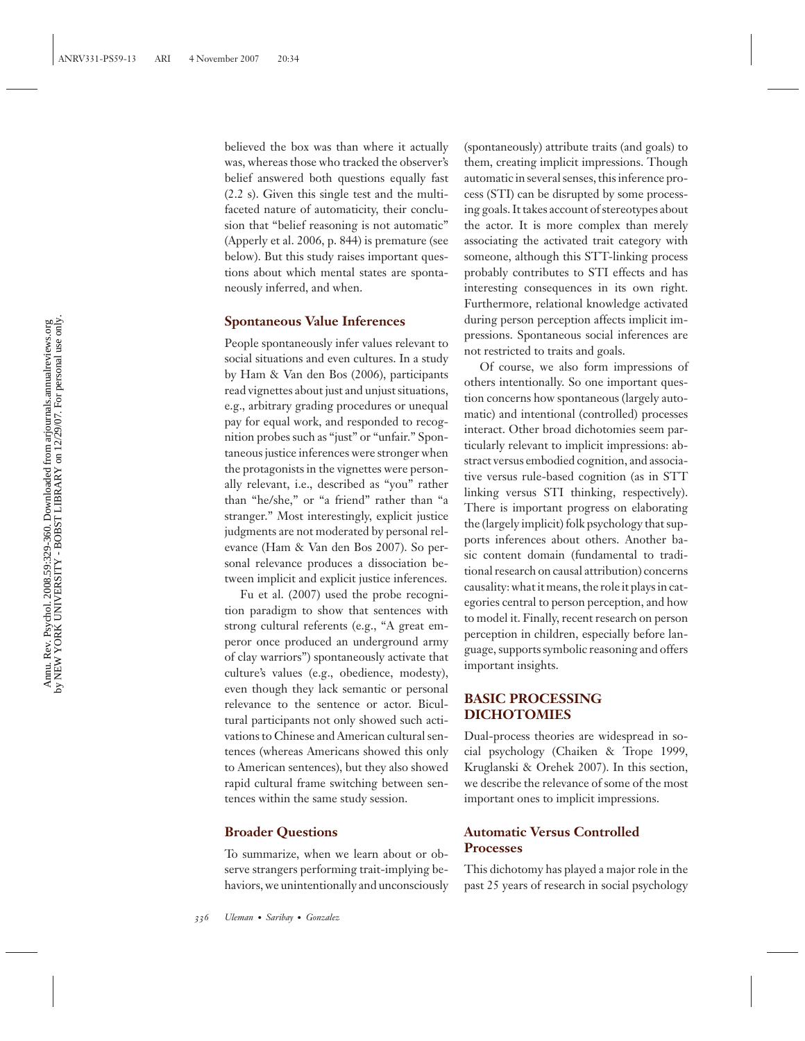believed the box was than where it actually was, whereas those who tracked the observer's belief answered both questions equally fast (2.2 s). Given this single test and the multifaceted nature of automaticity, their conclusion that "belief reasoning is not automatic" (Apperly et al. 2006, p. 844) is premature (see below). But this study raises important questions about which mental states are spontaneously inferred, and when.

### Spontaneous Value Inferences

People spontaneously infer values relevant to social situations and even cultures. In a study by Ham & Van den Bos (2006), participants read vignettes about just and unjust situations, e.g., arbitrary grading procedures or unequal pay for equal work, and responded to recognition probes such as "just" or "unfair." Spontaneous justice inferences were stronger when the protagonists in the vignettes were personally relevant, i.e., described as "you" rather than "he/she," or "a friend" rather than "a stranger." Most interestingly, explicit justice judgments are not moderated by personal relevance (Ham & Van den Bos 2007). So personal relevance produces a dissociation between implicit and explicit justice inferences.

Fu et al. (2007) used the probe recognition paradigm to show that sentences with strong cultural referents (e.g., "A great emperor once produced an underground army of clay warriors") spontaneously activate that culture's values (e.g., obedience, modesty), even though they lack semantic or personal relevance to the sentence or actor. Bicultural participants not only showed such activations to Chinese and American cultural sentences (whereas Americans showed this only to American sentences), but they also showed rapid cultural frame switching between sentences within the same study session.

### Broader Questions

To summarize, when we learn about or observe strangers performing trait-implying behaviors, we unintentionally and unconsciously (spontaneously) attribute traits (and goals) to them, creating implicit impressions. Though automatic in several senses, this inference process (STI) can be disrupted by some processing goals. It takes account of stereotypes about the actor. It is more complex than merely associating the activated trait category with someone, although this STT-linking process probably contributes to STI effects and has interesting consequences in its own right. Furthermore, relational knowledge activated during person perception affects implicit impressions. Spontaneous social inferences are not restricted to traits and goals.

Of course, we also form impressions of others intentionally. So one important question concerns how spontaneous (largely automatic) and intentional (controlled) processes interact. Other broad dichotomies seem particularly relevant to implicit impressions: abstract versus embodied cognition, and associative versus rule-based cognition (as in STT linking versus STI thinking, respectively). There is important progress on elaborating the (largely implicit) folk psychology that supports inferences about others. Another basic content domain (fundamental to traditional research on causal attribution) concerns causality: what it means, the role it plays in categories central to person perception, and how to model it. Finally, recent research on person perception in children, especially before language, supports symbolic reasoning and offers important insights.

## BASIC PROCESSING DICHOTOMIES

Dual-process theories are widespread in social psychology (Chaiken & Trope 1999, Kruglanski & Orehek 2007). In this section, we describe the relevance of some of the most important ones to implicit impressions.

### Automatic Versus Controlled Processes

This dichotomy has played a major role in the past 25 years of research in social psychology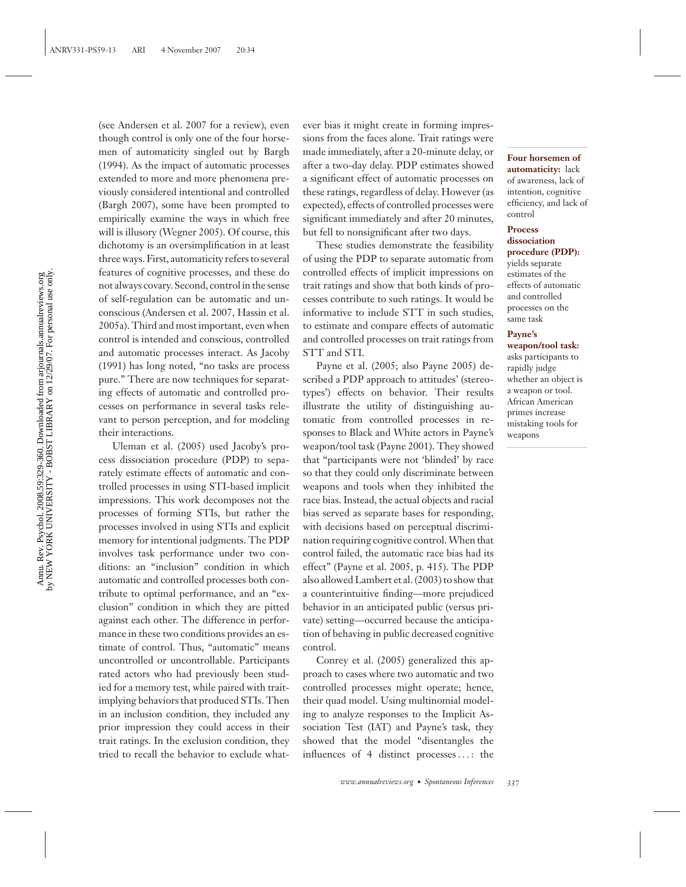(see Andersen et al. 2007 for a review), even though control is only one of the four horsemen of automaticity singled out by Bargh (1994). As the impact of automatic processes extended to more and more phenomena previously considered intentional and controlled (Bargh 2007), some have been prompted to empirically examine the ways in which free will is illusory (Wegner 2005). Of course, this dichotomy is an oversimplification in at least three ways. First, automaticity refers to several features of cognitive processes, and these do not always covary. Second, control in the sense of self-regulation can be automatic and unconscious (Andersen et al. 2007, Hassin et al. 2005a). Third and most important, even when control is intended and conscious, controlled and automatic processes interact. As Jacoby (1991) has long noted, "no tasks are process pure." There are now techniques for separating effects of automatic and controlled processes on performance in several tasks relevant to person perception, and for modeling their interactions.

Uleman et al. (2005) used Jacoby's process dissociation procedure (PDP) to separately estimate effects of automatic and controlled processes in using STI-based implicit impressions. This work decomposes not the processes of forming STIs, but rather the processes involved in using STIs and explicit memory for intentional judgments. The PDP involves task performance under two conditions: an "inclusion" condition in which automatic and controlled processes both contribute to optimal performance, and an "exclusion" condition in which they are pitted against each other. The difference in performance in these two conditions provides an estimate of control. Thus, "automatic" means uncontrolled or uncontrollable. Participants rated actors who had previously been studied for a memory test, while paired with trait-implying behaviors that produced STIs. Then in an inclusion condition, they included any prior impression they could access in their trait ratings. In the exclusion condition, they tried to recall the behavior to exclude whatever bias it might create in forming impressions from the faces alone. Trait ratings were made immediately, after a 20-minute delay, or after a two-day delay. PDP estimates showed a significant effect of automatic processes on these ratings, regardless of delay. However (as expected), effects of controlled processes were significant immediately and after 20 minutes, but fell to nonsignificant after two days.

These studies demonstrate the feasibility of using the PDP to separate automatic from controlled effects of implicit impressions on trait ratings and show that both kinds of processes contribute to such ratings. It would be informative to include STT in such studies, to estimate and compare effects of automatic and controlled processes on trait ratings from STT and STI.

Payne et al. (2005; also Payne 2005) described a PDP approach to attitudes' (stereotypes') effects on behavior. Their results illustrate the utility of distinguishing automatic from controlled processes in responses to Black and White actors in Payne's weapon/tool task (Payne 2001). They showed that "participants were not 'blinded' by race so that they could only discriminate between weapons and tools when they inhibited the race bias. Instead, the actual objects and racial bias served as separate bases for responding, with decisions based on perceptual discrimination requiring cognitive control. When that control failed, the automatic race bias had its effect" (Payne et al. 2005, p. 415). The PDP also allowed Lambert et al. (2003) to show that a counterintuitive finding—more prejudiced behavior in an anticipated public (versus private) setting—occurred because the anticipation of behaving in public decreased cognitive control.

Conrey et al. (2005) generalized this approach to cases where two automatic and two controlled processes might operate; hence, their quad model. Using multinomial modeling to analyze responses to the Implicit Association Test (IAT) and Payne's task, they showed that the model "disentangles the influences of 4 distinct processes . . . : the

**Four horsemen of automaticity:** lack of awareness, lack of intention, cognitive efficiency, and lack of control

**Process dissociation procedure (PDP):** yields separate estimates of the effects of automatic and controlled processes on the same task

**Payne's weapon/tool task:** asks participants to rapidly judge whether an object is a weapon or tool. African American primes increase mistaking tools for weapons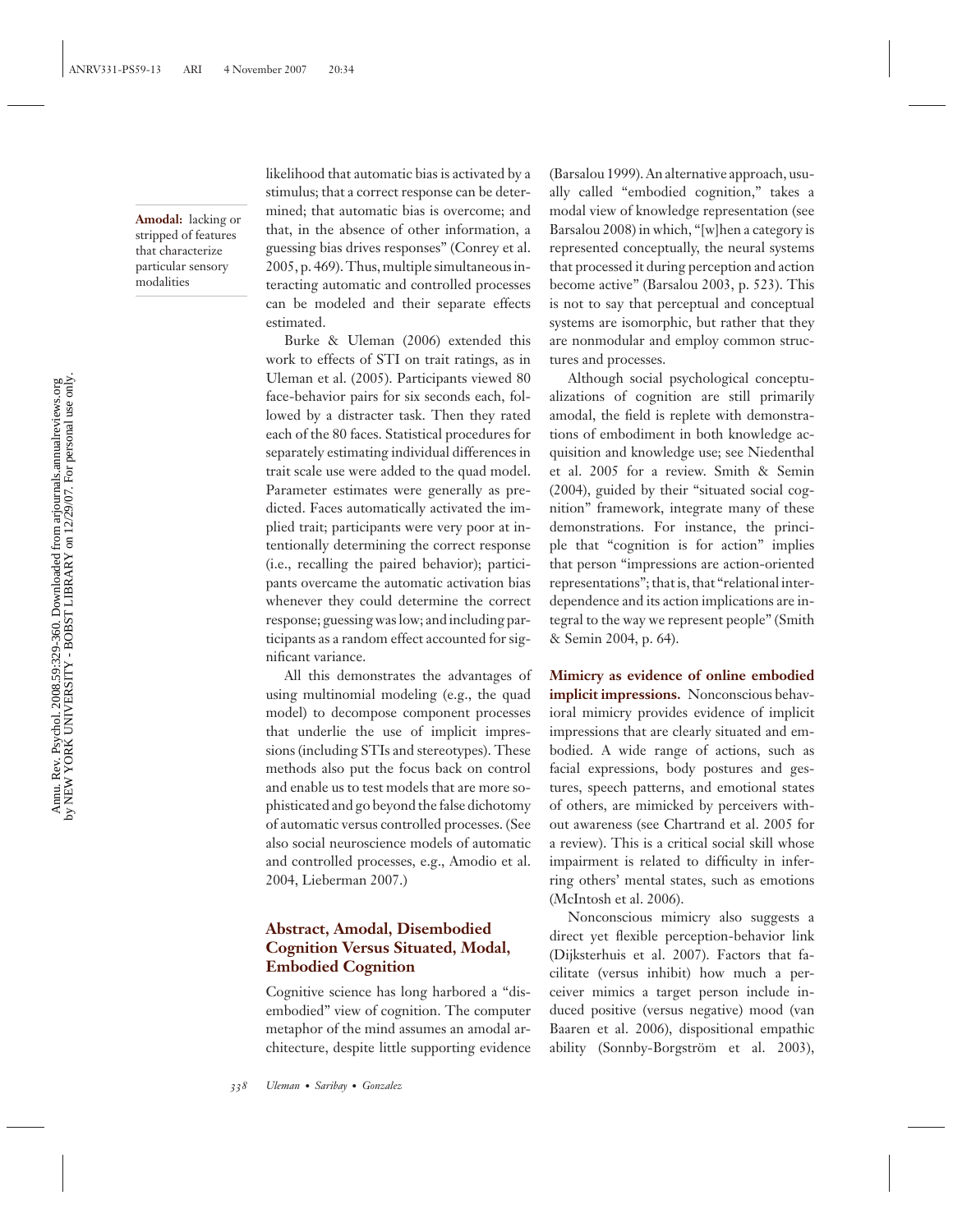likelihood that automatic bias is activated by a stimulus; that a correct response can be determined; that automatic bias is overcome; and that, in the absence of other information, a guessing bias drives responses" (Conrey et al. 2005, p. 469). Thus, multiple simultaneous interacting automatic and controlled processes can be modeled and their separate effects estimated.

**Amodal:** lacking or stripped of features that characterize particular sensory modalities

Burke & Uleman (2006) extended this work to effects of STI on trait ratings, as in Uleman et al. (2005). Participants viewed 80 face-behavior pairs for six seconds each, followed by a distracter task. Then they rated each of the 80 faces. Statistical procedures for separately estimating individual differences in trait scale use were added to the quad model. Parameter estimates were generally as predicted. Faces automatically activated the implied trait; participants were very poor at intentionally determining the correct response (i.e., recalling the paired behavior); participants overcame the automatic activation bias whenever they could determine the correct response; guessing was low; and including participants as a random effect accounted for significant variance.

All this demonstrates the advantages of using multinomial modeling (e.g., the quad model) to decompose component processes that underlie the use of implicit impressions (including STIs and stereotypes). These methods also put the focus back on control and enable us to test models that are more sophisticated and go beyond the false dichotomy of automatic versus controlled processes. (See also social neuroscience models of automatic and controlled processes, e.g., Amodio et al. 2004, Lieberman 2007.)

## Abstract, Amodal, Disembodied Cognition Versus Situated, Modal, Embodied Cognition

Cognitive science has long harbored a "disembodied" view of cognition. The computer metaphor of the mind assumes an amodal architecture, despite little supporting evidence (Barsalou 1999). An alternative approach, usually called "embodied cognition," takes a modal view of knowledge representation (see Barsalou 2008) in which, "[w]hen a category is represented conceptually, the neural systems that processed it during perception and action become active" (Barsalou 2003, p. 523). This is not to say that perceptual and conceptual systems are isomorphic, but rather that they are nonmodular and employ common structures and processes.

Although social psychological conceptualizations of cognition are still primarily amodal, the field is replete with demonstrations of embodiment in both knowledge acquisition and knowledge use; see Niedenthal et al. 2005 for a review. Smith & Semin (2004), guided by their "situated social cognition" framework, integrate many of these demonstrations. For instance, the principle that "cognition is for action" implies that person "impressions are action-oriented representations"; that is, that "relational interdependence and its action implications are integral to the way we represent people" (Smith & Semin 2004, p. 64).

**Mimicry as evidence of online embodied implicit impressions.** Nonconscious behavioral mimicry provides evidence of implicit impressions that are clearly situated and embodied. A wide range of actions, such as facial expressions, body postures and gestures, speech patterns, and emotional states of others, are mimicked by perceivers without awareness (see Chartrand et al. 2005 for a review). This is a critical social skill whose impairment is related to difficulty in inferring others' mental states, such as emotions (McIntosh et al. 2006).

Nonconscious mimicry also suggests a direct yet flexible perception-behavior link (Dijksterhuis et al. 2007). Factors that facilitate (versus inhibit) how much a perceiver mimics a target person include induced positive (versus negative) mood (van Baaren et al. 2006), dispositional empathic ability (Sonnby-Borgström et al. 2003),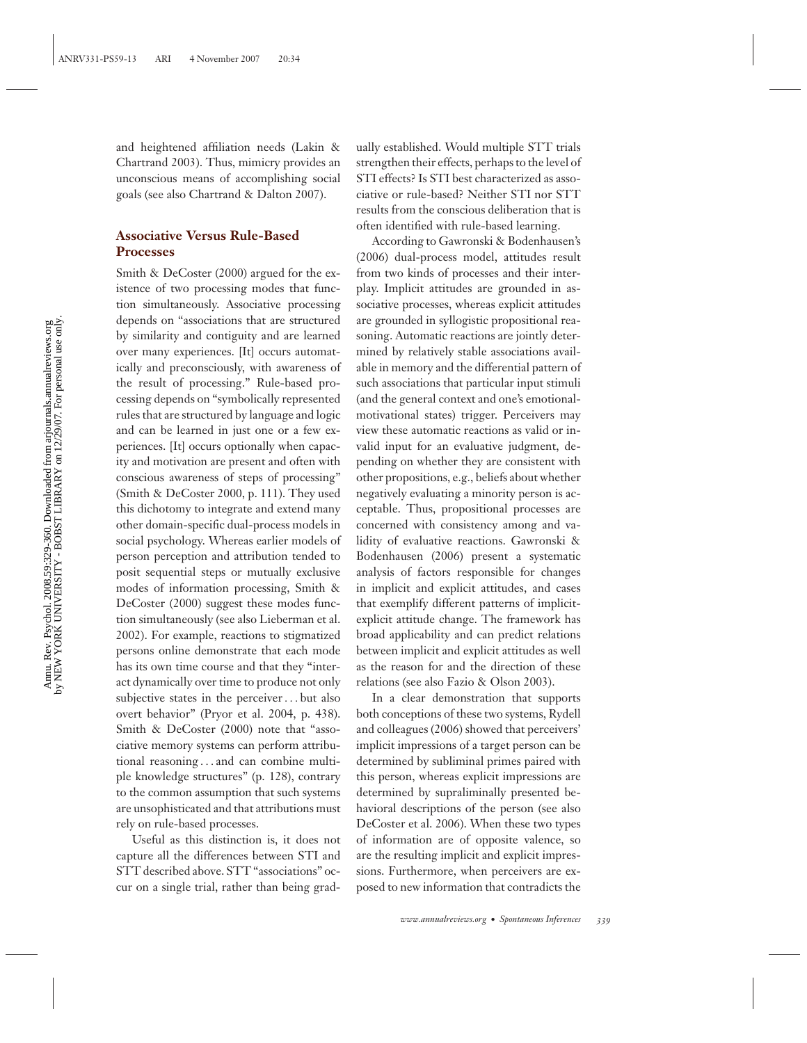and heightened affiliation needs (Lakin & Chartrand 2003). Thus, mimicry provides an unconscious means of accomplishing social goals (see also Chartrand & Dalton 2007).

## Associative Versus Rule-Based Processes

Smith & DeCoster (2000) argued for the existence of two processing modes that function simultaneously. Associative processing depends on "associations that are structured by similarity and contiguity and are learned over many experiences. [It] occurs automatically and preconsciously, with awareness of the result of processing." Rule-based processing depends on "symbolically represented rules that are structured by language and logic and can be learned in just one or a few experiences. [It] occurs optionally when capacity and motivation are present and often with conscious awareness of steps of processing" (Smith & DeCoster 2000, p. 111). They used this dichotomy to integrate and extend many other domain-specific dual-process models in social psychology. Whereas earlier models of person perception and attribution tended to posit sequential steps or mutually exclusive modes of information processing, Smith & DeCoster (2000) suggest these modes function simultaneously (see also Lieberman et al. 2002). For example, reactions to stigmatized persons online demonstrate that each mode has its own time course and that they "interact dynamically over time to produce not only subjective states in the perceiver . . . but also overt behavior" (Pryor et al. 2004, p. 438). Smith & DeCoster (2000) note that "associative memory systems can perform attributional reasoning . . . and can combine multiple knowledge structures" (p. 128), contrary to the common assumption that such systems are unsophisticated and that attributions must rely on rule-based processes.

Useful as this distinction is, it does not capture all the differences between STI and STT described above. STT "associations" occur on a single trial, rather than being gradually established. Would multiple STT trials strengthen their effects, perhaps to the level of STI effects? Is STI best characterized as associative or rule-based? Neither STI nor STT results from the conscious deliberation that is often identified with rule-based learning.

According to Gawronski & Bodenhausen's (2006) dual-process model, attitudes result from two kinds of processes and their interplay. Implicit attitudes are grounded in associative processes, whereas explicit attitudes are grounded in syllogistic propositional reasoning. Automatic reactions are jointly determined by relatively stable associations available in memory and the differential pattern of such associations that particular input stimuli (and the general context and one's emotional-motivational states) trigger. Perceivers may view these automatic reactions as valid or invalid input for an evaluative judgment, depending on whether they are consistent with other propositions, e.g., beliefs about whether negatively evaluating a minority person is acceptable. Thus, propositional processes are concerned with consistency among and validity of evaluative reactions. Gawronski & Bodenhausen (2006) present a systematic analysis of factors responsible for changes in implicit and explicit attitudes, and cases that exemplify different patterns of implicit-explicit attitude change. The framework has broad applicability and can predict relations between implicit and explicit attitudes as well as the reason for and the direction of these relations (see also Fazio & Olson 2003).

In a clear demonstration that supports both conceptions of these two systems, Rydell and colleagues (2006) showed that perceivers' implicit impressions of a target person can be determined by subliminal primes paired with this person, whereas explicit impressions are determined by supraliminally presented behavioral descriptions of the person (see also DeCoster et al. 2006). When these two types of information are of opposite valence, so are the resulting implicit and explicit impressions. Furthermore, when perceivers are exposed to new information that contradicts the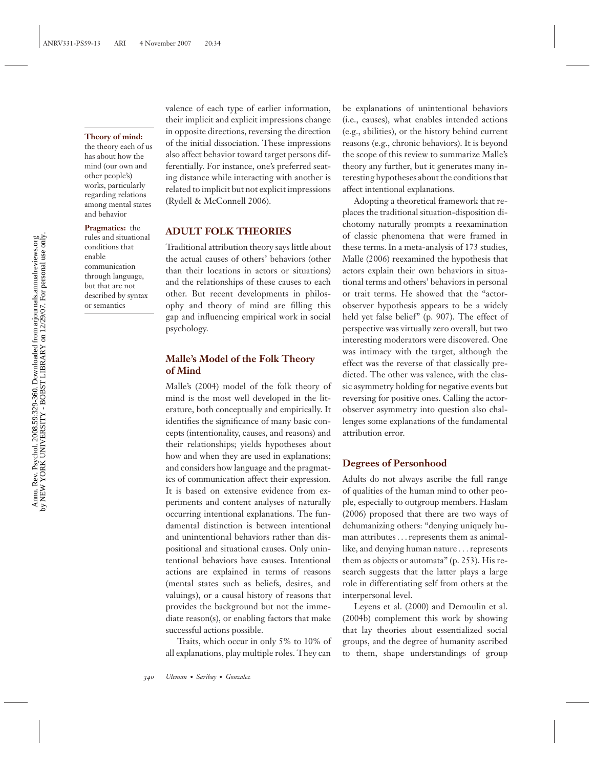valence of each type of earlier information, their implicit and explicit impressions change in opposite directions, reversing the direction of the initial dissociation. These impressions also affect behavior toward target persons differentially. For instance, one's preferred seating distance while interacting with another is related to implicit but not explicit impressions (Rydell & McConnell 2006).

**Theory of mind:** the theory each of us has about how the mind (our own and other people's) works, particularly regarding relations among mental states and behavior

**Pragmatics:** the rules and situational conditions that enable communication through language, but that are not described by syntax or semantics

## ADULT FOLK THEORIES

Traditional attribution theory says little about the actual causes of others' behaviors (other than their locations in actors or situations) and the relationships of these causes to each other. But recent developments in philosophy and theory of mind are filling this gap and influencing empirical work in social psychology.

### Malle's Model of the Folk Theory of Mind

Malle's (2004) model of the folk theory of mind is the most well developed in the literature, both conceptually and empirically. It identifies the significance of many basic concepts (intentionality, causes, and reasons) and their relationships; yields hypotheses about how and when they are used in explanations; and considers how language and the pragmatics of communication affect their expression. It is based on extensive evidence from experiments and content analyses of naturally occurring intentional explanations. The fundamental distinction is between intentional and unintentional behaviors rather than dispositional and situational causes. Only unintentional behaviors have causes. Intentional actions are explained in terms of reasons (mental states such as beliefs, desires, and valuings), or a causal history of reasons that provides the background but not the immediate reason(s), or enabling factors that make successful actions possible.

Traits, which occur in only 5% to 10% of all explanations, play multiple roles. They can be explanations of unintentional behaviors (i.e., causes), what enables intended actions (e.g., abilities), or the history behind current reasons (e.g., chronic behaviors). It is beyond the scope of this review to summarize Malle's theory any further, but it generates many interesting hypotheses about the conditions that affect intentional explanations.

Adopting a theoretical framework that replaces the traditional situation-disposition dichotomy naturally prompts a reexamination of classic phenomena that were framed in these terms. In a meta-analysis of 173 studies, Malle (2006) reexamined the hypothesis that actors explain their own behaviors in situational terms and others' behaviors in personal or trait terms. He showed that the "actor-observer hypothesis appears to be a widely held yet false belief" (p. 907). The effect of perspective was virtually zero overall, but two interesting moderators were discovered. One was intimacy with the target, although the effect was the reverse of that classically predicted. The other was valence, with the classic asymmetry holding for negative events but reversing for positive ones. Calling the actor-observer asymmetry into question also challenges some explanations of the fundamental attribution error.

### Degrees of Personhood

Adults do not always ascribe the full range of qualities of the human mind to other people, especially to outgroup members. Haslam (2006) proposed that there are two ways of dehumanizing others: "denying uniquely human attributes . . . represents them as animal-like, and denying human nature . . . represents them as objects or automata" (p. 253). His research suggests that the latter plays a large role in differentiating self from others at the interpersonal level.

Leyens et al. (2000) and Demoulin et al. (2004b) complement this work by showing that lay theories about essentialized social groups, and the degree of humanity ascribed to them, shape understandings of group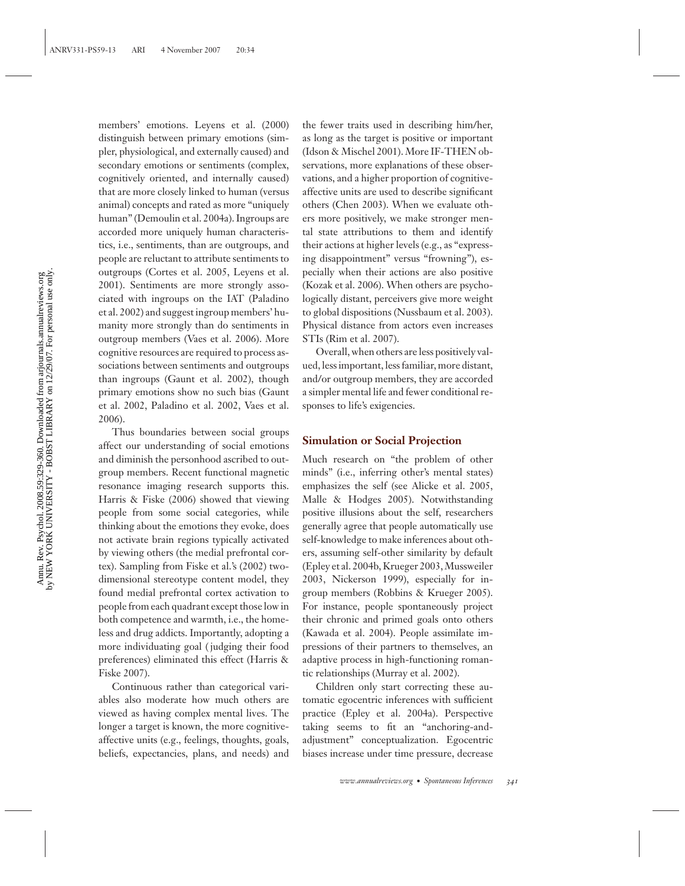members' emotions. Leyens et al. (2000) distinguish between primary emotions (simpler, physiological, and externally caused) and secondary emotions or sentiments (complex, cognitively oriented, and internally caused) that are more closely linked to human (versus animal) concepts and rated as more "uniquely human" (Demoulin et al. 2004a). Ingroups are accorded more uniquely human characteristics, i.e., sentiments, than are outgroups, and people are reluctant to attribute sentiments to outgroups (Cortes et al. 2005, Leyens et al. 2001). Sentiments are more strongly associated with ingroups on the IAT (Paladino et al. 2002) and suggest ingroup members' humanity more strongly than do sentiments in outgroup members (Vaes et al. 2006). More cognitive resources are required to process associations between sentiments and outgroups than ingroups (Gaunt et al. 2002), though primary emotions show no such bias (Gaunt et al. 2002, Paladino et al. 2002, Vaes et al. 2006).

Thus boundaries between social groups affect our understanding of social emotions and diminish the personhood ascribed to outgroup members. Recent functional magnetic resonance imaging research supports this. Harris & Fiske (2006) showed that viewing people from some social categories, while thinking about the emotions they evoke, does not activate brain regions typically activated by viewing others (the medial prefrontal cortex). Sampling from Fiske et al.'s (2002) two-dimensional stereotype content model, they found medial prefrontal cortex activation to people from each quadrant except those low in both competence and warmth, i.e., the homeless and drug addicts. Importantly, adopting a more individuating goal (judging their food preferences) eliminated this effect (Harris & Fiske 2007).

Continuous rather than categorical variables also moderate how much others are viewed as having complex mental lives. The longer a target is known, the more cognitive-affective units (e.g., feelings, thoughts, goals, beliefs, expectancies, plans, and needs) and the fewer traits used in describing him/her, as long as the target is positive or important (Idson & Mischel 2001). More IF-THEN observations, more explanations of these observations, and a higher proportion of cognitive-affective units are used to describe significant others (Chen 2003). When we evaluate others more positively, we make stronger mental state attributions to them and identify their actions at higher levels (e.g., as "expressing disappointment" versus "frowning"), especially when their actions are also positive (Kozak et al. 2006). When others are psychologically distant, perceivers give more weight to global dispositions (Nussbaum et al. 2003). Physical distance from actors even increases STIs (Rim et al. 2007).

Overall, when others are less positively valued, less important, less familiar, more distant, and/or outgroup members, they are accorded a simpler mental life and fewer conditional responses to life's exigencies.

## Simulation or Social Projection

Much research on "the problem of other minds" (i.e., inferring other's mental states) emphasizes the self (see Alicke et al. 2005, Malle & Hodges 2005). Notwithstanding positive illusions about the self, researchers generally agree that people automatically use self-knowledge to make inferences about others, assuming self-other similarity by default (Epley et al. 2004b, Krueger 2003, Mussweiler 2003, Nickerson 1999), especially for ingroup members (Robbins & Krueger 2005). For instance, people spontaneously project their chronic and primed goals onto others (Kawada et al. 2004). People assimilate impressions of their partners to themselves, an adaptive process in high-functioning romantic relationships (Murray et al. 2002).

Children only start correcting these automatic egocentric inferences with sufficient practice (Epley et al. 2004a). Perspective taking seems to fit an "anchoring-and-adjustment" conceptualization. Egocentric biases increase under time pressure, decrease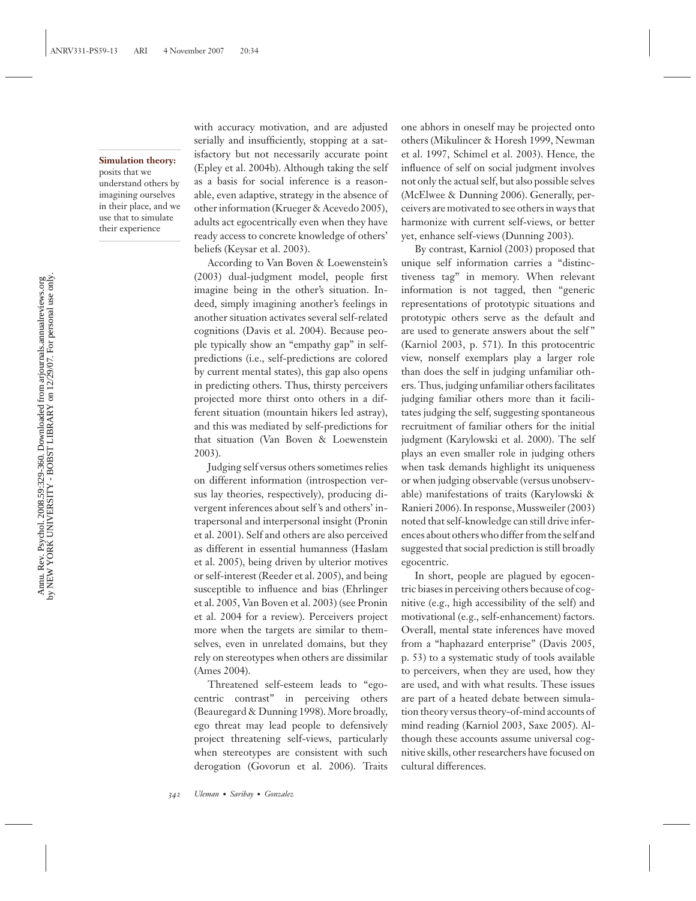**Simulation theory:** posits that we understand others by imagining ourselves in their place, and we use that to simulate their experience

with accuracy motivation, and are adjusted serially and insufficiently, stopping at a satisfactory but not necessarily accurate point (Epley et al. 2004b). Although taking the self as a basis for social inference is a reasonable, even adaptive, strategy in the absence of other information (Krueger & Acevedo 2005), adults act egocentrically even when they have ready access to concrete knowledge of others' beliefs (Keysar et al. 2003).

According to Van Boven & Loewenstein's (2003) dual-judgment model, people first imagine being in the other's situation. Indeed, simply imagining another's feelings in another situation activates several self-related cognitions (Davis et al. 2004). Because people typically show an "empathy gap" in self-predictions (i.e., self-predictions are colored by current mental states), this gap also opens in predicting others. Thus, thirsty perceivers projected more thirst onto others in a different situation (mountain hikers led astray), and this was mediated by self-predictions for that situation (Van Boven & Loewenstein 2003).

Judging self versus others sometimes relies on different information (introspection versus lay theories, respectively), producing divergent inferences about self's and others' intrapersonal and interpersonal insight (Pronin et al. 2001). Self and others are also perceived as different in essential humanness (Haslam et al. 2005), being driven by ulterior motives or self-interest (Reeder et al. 2005), and being susceptible to influence and bias (Ehrlinger et al. 2005, Van Boven et al. 2003) (see Pronin et al. 2004 for a review). Perceivers project more when the targets are similar to themselves, even in unrelated domains, but they rely on stereotypes when others are dissimilar (Ames 2004).

Threatened self-esteem leads to "egocentric contrast" in perceiving others (Beauregard & Dunning 1998). More broadly, ego threat may lead people to defensively project threatening self-views, particularly when stereotypes are consistent with such derogation (Govorun et al. 2006). Traits one abhors in oneself may be projected onto others (Mikulincer & Horesh 1999, Newman et al. 1997, Schimel et al. 2003). Hence, the influence of self on social judgment involves not only the actual self, but also possible selves (McElwee & Dunning 2006). Generally, perceivers are motivated to see others in ways that harmonize with current self-views, or better yet, enhance self-views (Dunning 2003).

By contrast, Karniol (2003) proposed that unique self information carries a "distinctiveness tag" in memory. When relevant information is not tagged, then "generic representations of prototypic situations and prototypic others serve as the default and are used to generate answers about the self" (Karniol 2003, p. 571). In this protocentric view, nonself exemplars play a larger role than does the self in judging unfamiliar others. Thus, judging unfamiliar others facilitates judging familiar others more than it facilitates judging the self, suggesting spontaneous recruitment of familiar others for the initial judgment (Karylowski et al. 2000). The self plays an even smaller role in judging others when task demands highlight its uniqueness or when judging observable (versus unobservable) manifestations of traits (Karylowski & Ranieri 2006). In response, Mussweiler (2003) noted that self-knowledge can still drive inferences about others who differ from the self and suggested that social prediction is still broadly egocentric.

In short, people are plagued by egocentric biases in perceiving others because of cognitive (e.g., high accessibility of the self) and motivational (e.g., self-enhancement) factors. Overall, mental state inferences have moved from a "haphazard enterprise" (Davis 2005, p. 53) to a systematic study of tools available to perceivers, when they are used, how they are used, and with what results. These issues are part of a heated debate between simulation theory versus theory-of-mind accounts of mind reading (Karniol 2003, Saxe 2005). Although these accounts assume universal cognitive skills, other researchers have focused on cultural differences.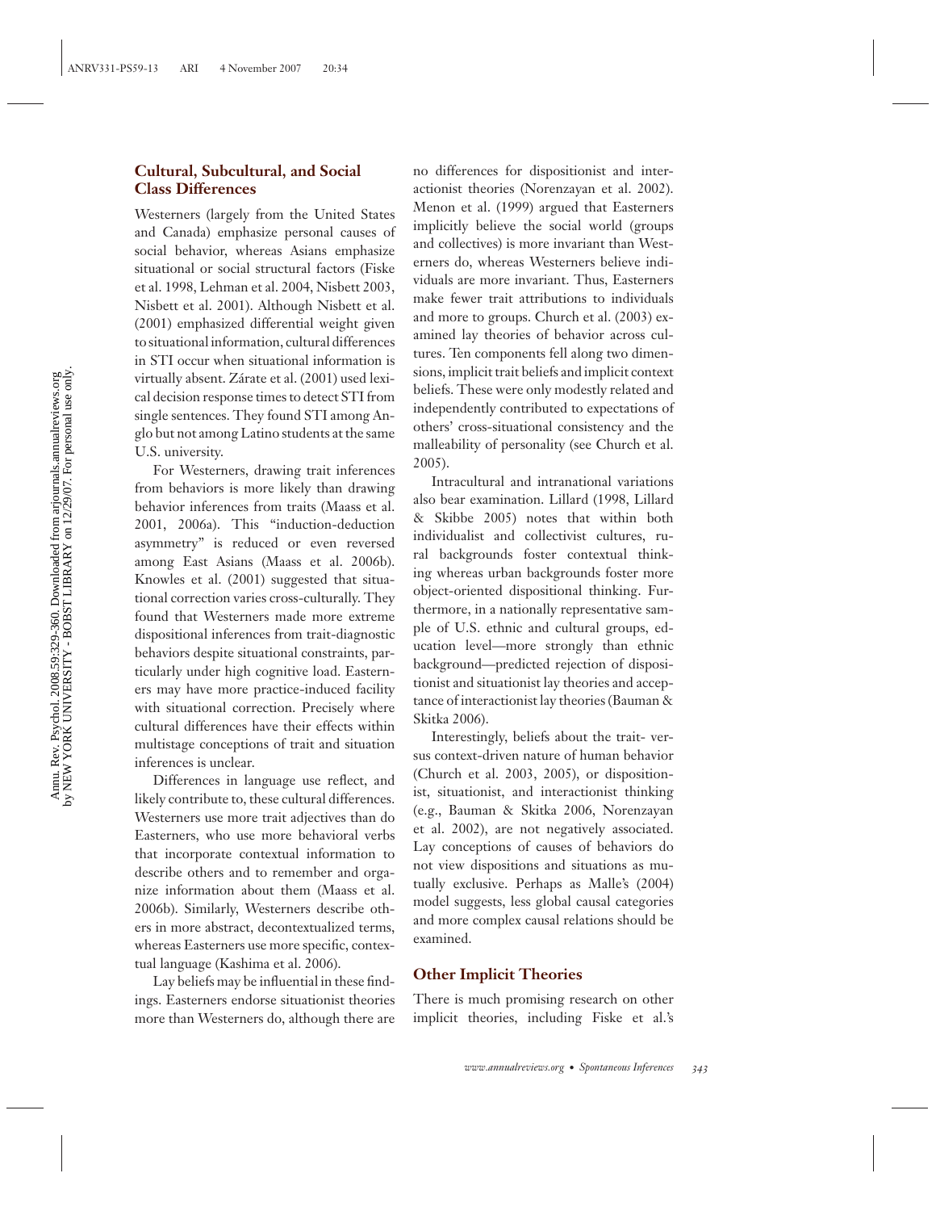## Cultural, Subcultural, and Social Class Differences

Westerners (largely from the United States and Canada) emphasize personal causes of social behavior, whereas Asians emphasize situational or social structural factors (Fiske et al. 1998, Lehman et al. 2004, Nisbett 2003, Nisbett et al. 2001). Although Nisbett et al. (2001) emphasized differential weight given to situational information, cultural differences in STI occur when situational information is virtually absent. Zárate et al. (2001) used lexical decision response times to detect STI from single sentences. They found STI among Anglo but not among Latino students at the same U.S. university.

For Westerners, drawing trait inferences from behaviors is more likely than drawing behavior inferences from traits (Maass et al. 2001, 2006a). This "induction-deduction asymmetry" is reduced or even reversed among East Asians (Maass et al. 2006b). Knowles et al. (2001) suggested that situational correction varies cross-culturally. They found that Westerners made more extreme dispositional inferences from trait-diagnostic behaviors despite situational constraints, particularly under high cognitive load. Easterners may have more practice-induced facility with situational correction. Precisely where cultural differences have their effects within multistage conceptions of trait and situation inferences is unclear.

Differences in language use reflect, and likely contribute to, these cultural differences. Westerners use more trait adjectives than do Easterners, who use more behavioral verbs that incorporate contextual information to describe others and to remember and organize information about them (Maass et al. 2006b). Similarly, Westerners describe others in more abstract, decontextualized terms, whereas Easterners use more specific, contextual language (Kashima et al. 2006).

Lay beliefs may be influential in these findings. Easterners endorse situationist theories more than Westerners do, although there are no differences for dispositionist and interactionist theories (Norenzayan et al. 2002). Menon et al. (1999) argued that Easterners implicitly believe the social world (groups and collectives) is more invariant than Westerners do, whereas Westerners believe individuals are more invariant. Thus, Easterners make fewer trait attributions to individuals and more to groups. Church et al. (2003) examined lay theories of behavior across cultures. Ten components fell along two dimensions, implicit trait beliefs and implicit context beliefs. These were only modestly related and independently contributed to expectations of others' cross-situational consistency and the malleability of personality (see Church et al. 2005).

Intracultural and intranational variations also bear examination. Lillard (1998, Lillard & Skibbe 2005) notes that within both individualist and collectivist cultures, rural backgrounds foster contextual thinking whereas urban backgrounds foster more object-oriented dispositional thinking. Furthermore, in a nationally representative sample of U.S. ethnic and cultural groups, education level—more strongly than ethnic background—predicted rejection of dispositionist and situationist lay theories and acceptance of interactionist lay theories (Bauman & Skitka 2006).

Interestingly, beliefs about the trait- versus context-driven nature of human behavior (Church et al. 2003, 2005), or dispositionist, situationist, and interactionist thinking (e.g., Bauman & Skitka 2006, Norenzayan et al. 2002), are not negatively associated. Lay conceptions of causes of behaviors do not view dispositions and situations as mutually exclusive. Perhaps as Malle's (2004) model suggests, less global causal categories and more complex causal relations should be examined.

## Other Implicit Theories

There is much promising research on other implicit theories, including Fiske et al.'s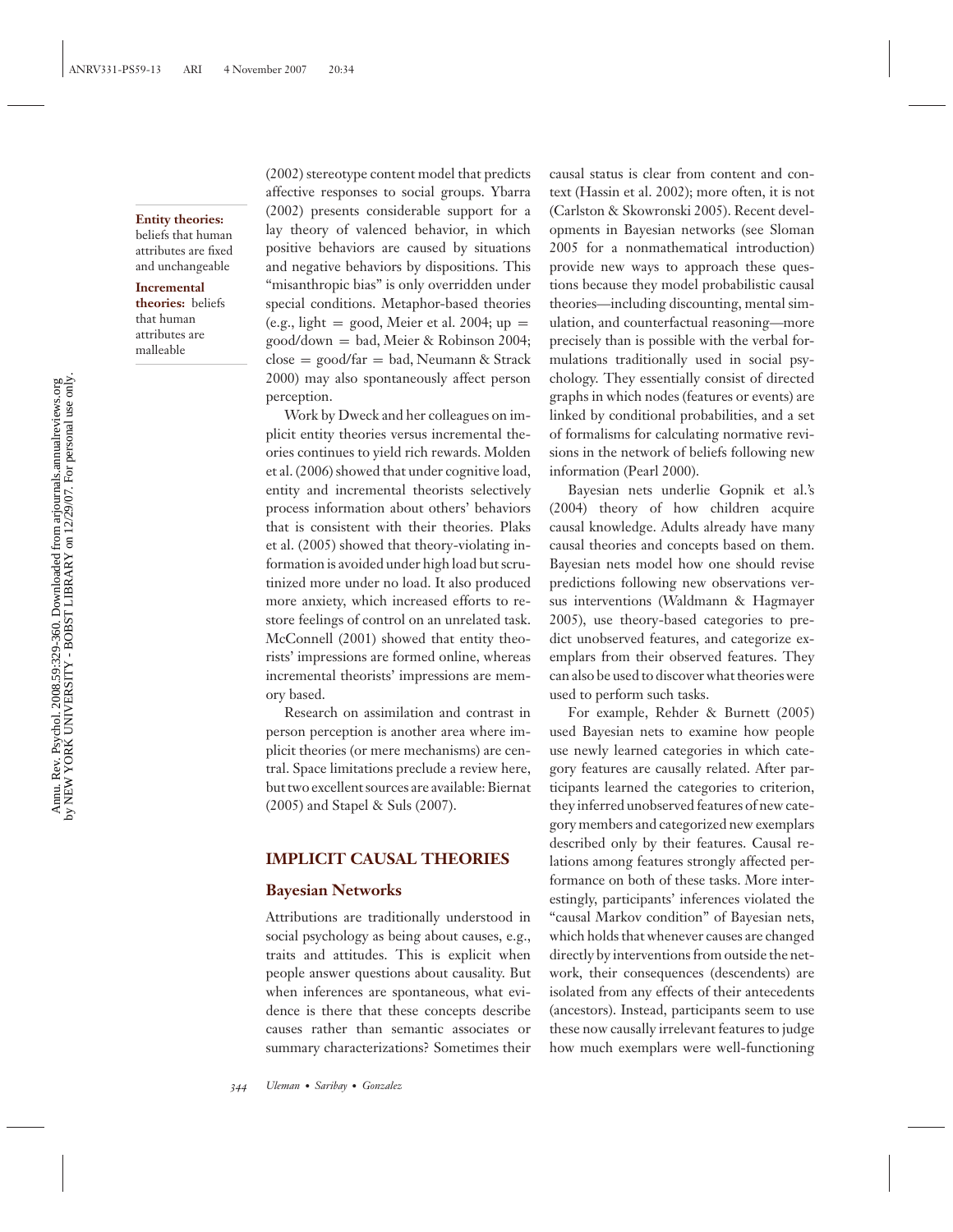**Entity theories:** beliefs that human attributes are fixed and unchangeable

**Incremental theories:** beliefs that human attributes are malleable

(2002) stereotype content model that predicts affective responses to social groups. Ybarra (2002) presents considerable support for a lay theory of valenced behavior, in which positive behaviors are caused by situations and negative behaviors by dispositions. This "misanthropic bias" is only overridden under special conditions. Metaphor-based theories (e.g., light = good, Meier et al. 2004; up = good/down = bad, Meier & Robinson 2004; close = good/far = bad, Neumann & Strack 2000) may also spontaneously affect person perception.

Work by Dweck and her colleagues on implicit entity theories versus incremental theories continues to yield rich rewards. Molden et al. (2006) showed that under cognitive load, entity and incremental theorists selectively process information about others' behaviors that is consistent with their theories. Plaks et al. (2005) showed that theory-violating information is avoided under high load but scrutinized more under no load. It also produced more anxiety, which increased efforts to restore feelings of control on an unrelated task. McConnell (2001) showed that entity theorists' impressions are formed online, whereas incremental theorists' impressions are memory based.

Research on assimilation and contrast in person perception is another area where implicit theories (or mere mechanisms) are central. Space limitations preclude a review here, but two excellent sources are available: Biernat (2005) and Stapel & Suls (2007).

## IMPLICIT CAUSAL THEORIES

### Bayesian Networks

Attributions are traditionally understood in social psychology as being about causes, e.g., traits and attitudes. This is explicit when people answer questions about causality. But when inferences are spontaneous, what evidence is there that these concepts describe causes rather than semantic associates or summary characterizations? Sometimes their causal status is clear from content and context (Hassin et al. 2002); more often, it is not (Carlston & Skowronski 2005). Recent developments in Bayesian networks (see Sloman 2005 for a nonmathematical introduction) provide new ways to approach these questions because they model probabilistic causal theories—including discounting, mental simulation, and counterfactual reasoning—more precisely than is possible with the verbal formulations traditionally used in social psychology. They essentially consist of directed graphs in which nodes (features or events) are linked by conditional probabilities, and a set of formalisms for calculating normative revisions in the network of beliefs following new information (Pearl 2000).

Bayesian nets underlie Gopnik et al.'s (2004) theory of how children acquire causal knowledge. Adults already have many causal theories and concepts based on them. Bayesian nets model how one should revise predictions following new observations versus interventions (Waldmann & Hagmayer 2005), use theory-based categories to predict unobserved features, and categorize exemplars from their observed features. They can also be used to discover what theories were used to perform such tasks.

For example, Rehder & Burnett (2005) used Bayesian nets to examine how people use newly learned categories in which category features are causally related. After participants learned the categories to criterion, they inferred unobserved features of new category members and categorized new exemplars described only by their features. Causal relations among features strongly affected performance on both of these tasks. More interestingly, participants' inferences violated the "causal Markov condition" of Bayesian nets, which holds that whenever causes are changed directly by interventions from outside the network, their consequences (descendents) are isolated from any effects of their antecedents (ancestors). Instead, participants seem to use these now causally irrelevant features to judge how much exemplars were well-functioning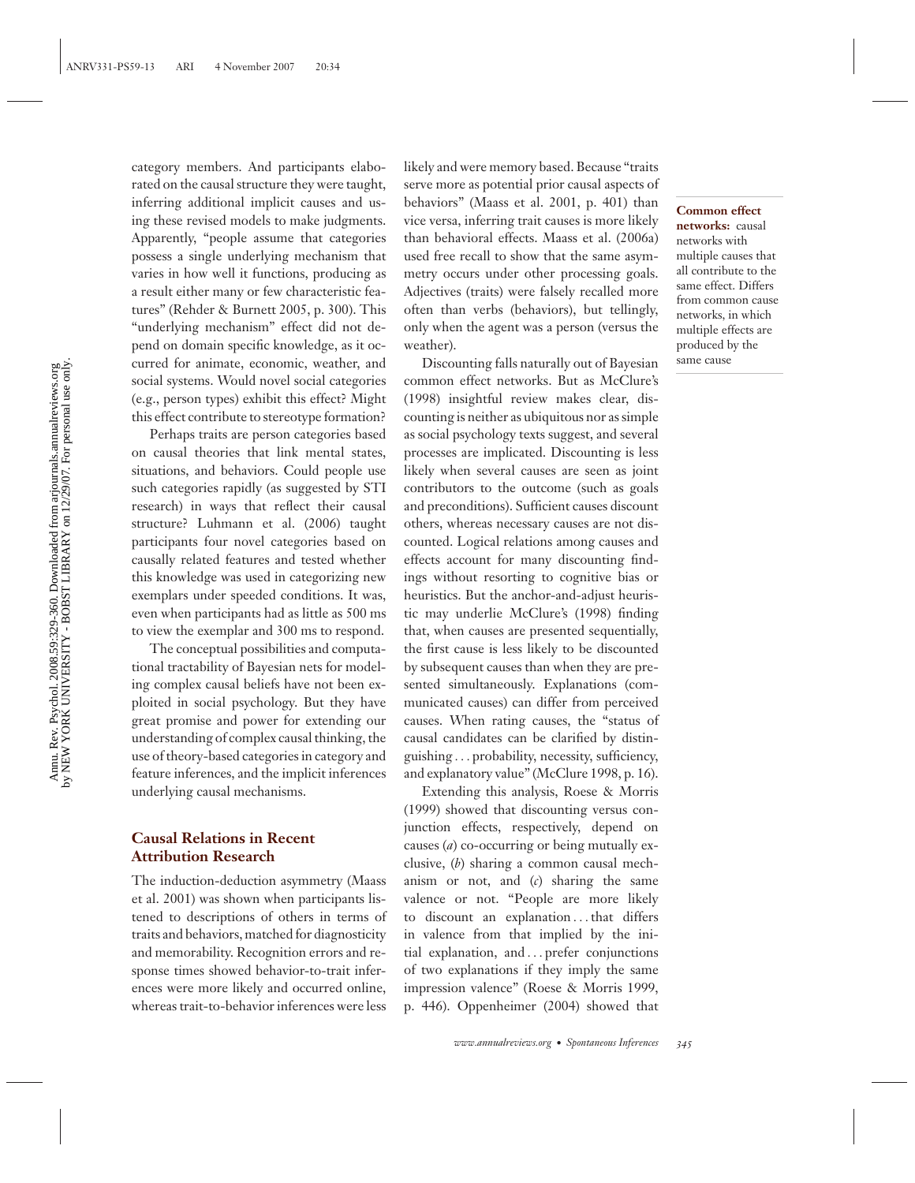category members. And participants elaborated on the causal structure they were taught, inferring additional implicit causes and using these revised models to make judgments. Apparently, "people assume that categories possess a single underlying mechanism that varies in how well it functions, producing as a result either many or few characteristic features" (Rehder & Burnett 2005, p. 300). This "underlying mechanism" effect did not depend on domain specific knowledge, as it occurred for animate, economic, weather, and social systems. Would novel social categories (e.g., person types) exhibit this effect? Might this effect contribute to stereotype formation?

Perhaps traits are person categories based on causal theories that link mental states, situations, and behaviors. Could people use such categories rapidly (as suggested by STI research) in ways that reflect their causal structure? Luhmann et al. (2006) taught participants four novel categories based on causally related features and tested whether this knowledge was used in categorizing new exemplars under speeded conditions. It was, even when participants had as little as 500 ms to view the exemplar and 300 ms to respond.

The conceptual possibilities and computational tractability of Bayesian nets for modeling complex causal beliefs have not been exploited in social psychology. But they have great promise and power for extending our understanding of complex causal thinking, the use of theory-based categories in category and feature inferences, and the implicit inferences underlying causal mechanisms.

## Causal Relations in Recent Attribution Research

The induction-deduction asymmetry (Maass et al. 2001) was shown when participants listened to descriptions of others in terms of traits and behaviors, matched for diagnosticity and memorability. Recognition errors and response times showed behavior-to-trait inferences were more likely and occurred online, whereas trait-to-behavior inferences were less likely and were memory based. Because "traits serve more as potential prior causal aspects of behaviors" (Maass et al. 2001, p. 401) than vice versa, inferring trait causes is more likely than behavioral effects. Maass et al. (2006a) used free recall to show that the same asymmetry occurs under other processing goals. Adjectives (traits) were falsely recalled more often than verbs (behaviors), but tellingly, only when the agent was a person (versus the weather).

**Common effect networks:** causal networks with multiple causes that all contribute to the same effect. Differs from common cause networks, in which multiple effects are produced by the same cause

Discounting falls naturally out of Bayesian common effect networks. But as McClure's (1998) insightful review makes clear, discounting is neither as ubiquitous nor as simple as social psychology texts suggest, and several processes are implicated. Discounting is less likely when several causes are seen as joint contributors to the outcome (such as goals and preconditions). Sufficient causes discount others, whereas necessary causes are not discounted. Logical relations among causes and effects account for many discounting findings without resorting to cognitive bias or heuristics. But the anchor-and-adjust heuristic may underlie McClure's (1998) finding that, when causes are presented sequentially, the first cause is less likely to be discounted by subsequent causes than when they are presented simultaneously. Explanations (communicated causes) can differ from perceived causes. When rating causes, the "status of causal candidates can be clarified by distinguishing . . . probability, necessity, sufficiency, and explanatory value" (McClure 1998, p. 16).

Extending this analysis, Roese & Morris (1999) showed that discounting versus conjunction effects, respectively, depend on causes (*a*) co-occurring or being mutually exclusive, (*b*) sharing a common causal mechanism or not, and (*c*) sharing the same valence or not. "People are more likely to discount an explanation . . . that differs in valence from that implied by the initial explanation, and . . . prefer conjunctions of two explanations if they imply the same impression valence" (Roese & Morris 1999, p. 446). Oppenheimer (2004) showed that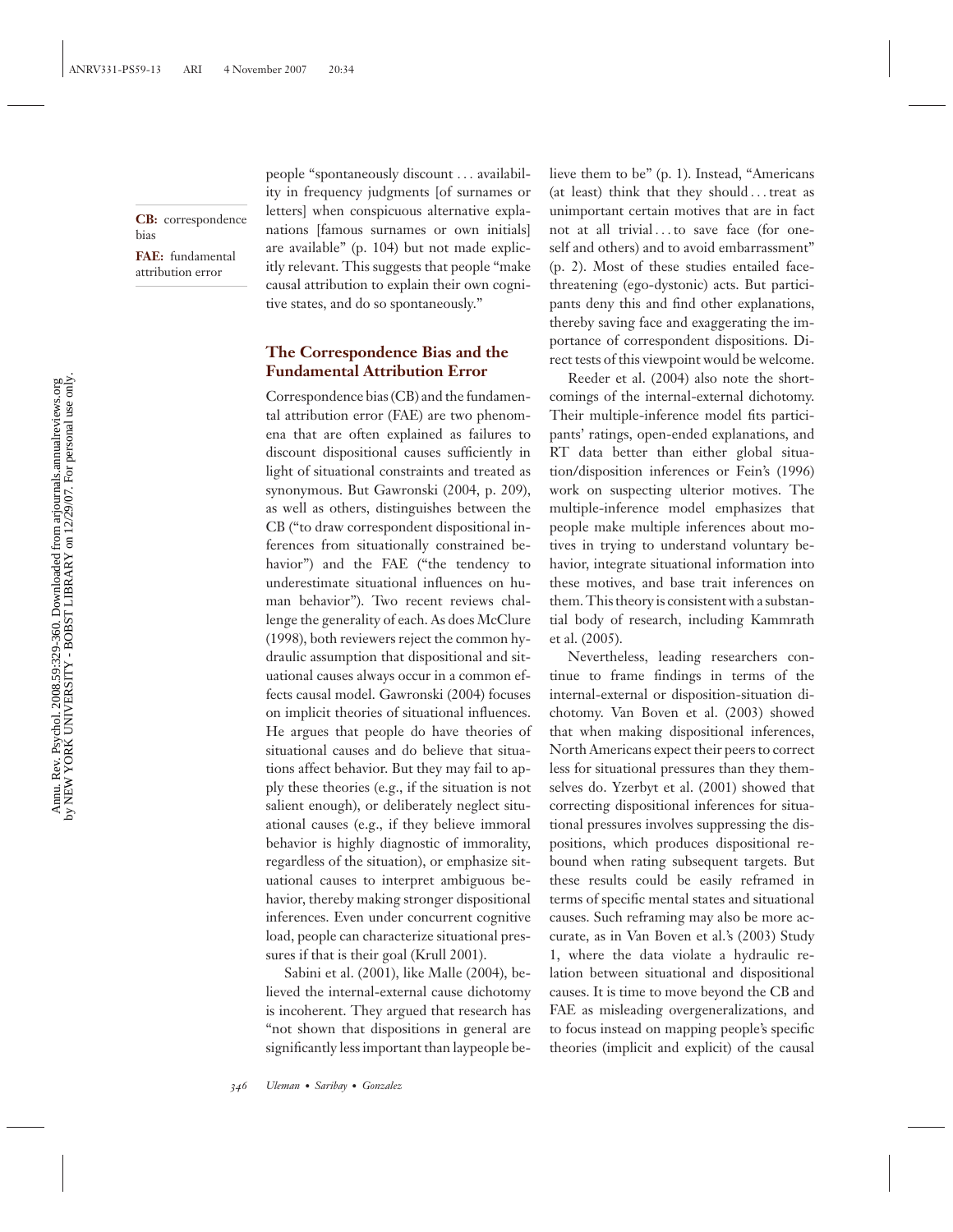people "spontaneously discount . . . availability in frequency judgments [of surnames or letters] when conspicuous alternative explanations [famous surnames or own initials] are available" (p. 104) but not made explicitly relevant. This suggests that people "make causal attribution to explain their own cognitive states, and do so spontaneously."

**CB:** correspondence bias

**FAE:** fundamental attribution error

## The Correspondence Bias and the Fundamental Attribution Error

Correspondence bias (CB) and the fundamental attribution error (FAE) are two phenomena that are often explained as failures to discount dispositional causes sufficiently in light of situational constraints and treated as synonymous. But Gawronski (2004, p. 209), as well as others, distinguishes between the CB ("to draw correspondent dispositional inferences from situationally constrained behavior") and the FAE ("the tendency to underestimate situational influences on human behavior"). Two recent reviews challenge the generality of each. As does McClure (1998), both reviewers reject the common hydraulic assumption that dispositional and situational causes always occur in a common effects causal model. Gawronski (2004) focuses on implicit theories of situational influences. He argues that people do have theories of situational causes and do believe that situations affect behavior. But they may fail to apply these theories (e.g., if the situation is not salient enough), or deliberately neglect situational causes (e.g., if they believe immoral behavior is highly diagnostic of immorality, regardless of the situation), or emphasize situational causes to interpret ambiguous behavior, thereby making stronger dispositional inferences. Even under concurrent cognitive load, people can characterize situational pressures if that is their goal (Krull 2001).

Sabini et al. (2001), like Malle (2004), believed the internal-external cause dichotomy is incoherent. They argued that research has "not shown that dispositions in general are significantly less important than laypeople believe them to be" (p. 1). Instead, "Americans (at least) think that they should . . . treat as unimportant certain motives that are in fact not at all trivial . . . to save face (for oneself and others) and to avoid embarrassment" (p. 2). Most of these studies entailed face-threatening (ego-dystonic) acts. But participants deny this and find other explanations, thereby saving face and exaggerating the importance of correspondent dispositions. Direct tests of this viewpoint would be welcome.

Reeder et al. (2004) also note the shortcomings of the internal-external dichotomy. Their multiple-inference model fits participants' ratings, open-ended explanations, and RT data better than either global situation/disposition inferences or Fein's (1996) work on suspecting ulterior motives. The multiple-inference model emphasizes that people make multiple inferences about motives in trying to understand voluntary behavior, integrate situational information into these motives, and base trait inferences on them. This theory is consistent with a substantial body of research, including Kammrath et al. (2005).

Nevertheless, leading researchers continue to frame findings in terms of the internal-external or disposition-situation dichotomy. Van Boven et al. (2003) showed that when making dispositional inferences, North Americans expect their peers to correct less for situational pressures than they themselves do. Yzerbyt et al. (2001) showed that correcting dispositional inferences for situational pressures involves suppressing the dispositions, which produces dispositional rebound when rating subsequent targets. But these results could be easily reframed in terms of specific mental states and situational causes. Such reframing may also be more accurate, as in Van Boven et al.'s (2003) Study 1, where the data violate a hydraulic relation between situational and dispositional causes. It is time to move beyond the CB and FAE as misleading overgeneralizations, and to focus instead on mapping people's specific theories (implicit and explicit) of the causal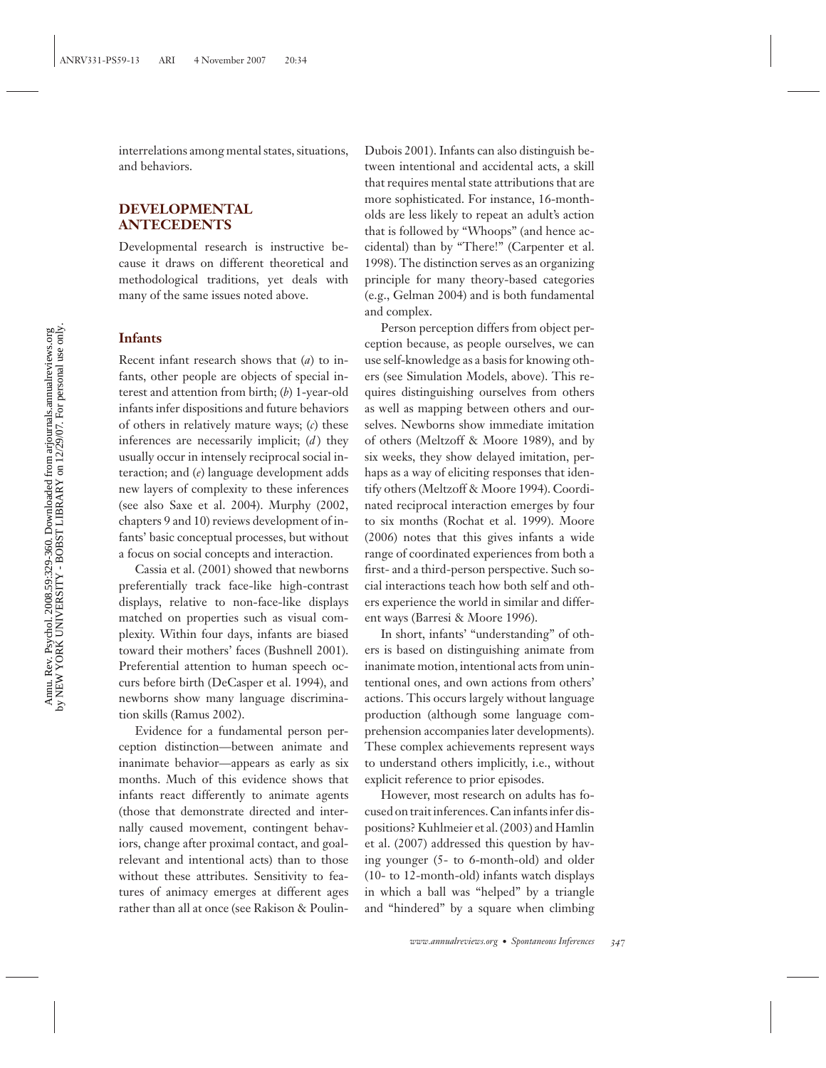interrelations among mental states, situations, and behaviors.

## DEVELOPMENTAL ANTECEDENTS

Developmental research is instructive because it draws on different theoretical and methodological traditions, yet deals with many of the same issues noted above.

### Infants

Recent infant research shows that (*a*) to infants, other people are objects of special interest and attention from birth; (*b*) 1-year-old infants infer dispositions and future behaviors of others in relatively mature ways; (*c*) these inferences are necessarily implicit; (*d*) they usually occur in intensely reciprocal social interaction; and (*e*) language development adds new layers of complexity to these inferences (see also Saxe et al. 2004). Murphy (2002, chapters 9 and 10) reviews development of infants' basic conceptual processes, but without a focus on social concepts and interaction.

Cassia et al. (2001) showed that newborns preferentially track face-like high-contrast displays, relative to non-face-like displays matched on properties such as visual complexity. Within four days, infants are biased toward their mothers' faces (Bushnell 2001). Preferential attention to human speech occurs before birth (DeCasper et al. 1994), and newborns show many language discrimination skills (Ramus 2002).

Evidence for a fundamental person perception distinction—between animate and inanimate behavior—appears as early as six months. Much of this evidence shows that infants react differently to animate agents (those that demonstrate directed and internally caused movement, contingent behaviors, change after proximal contact, and goal-relevant and intentional acts) than to those without these attributes. Sensitivity to features of animacy emerges at different ages rather than all at once (see Rakison & Poulin-Dubois 2001). Infants can also distinguish between intentional and accidental acts, a skill that requires mental state attributions that are more sophisticated. For instance, 16-month-olds are less likely to repeat an adult's action that is followed by "Whoops" (and hence accidental) than by "There!" (Carpenter et al. 1998). The distinction serves as an organizing principle for many theory-based categories (e.g., Gelman 2004) and is both fundamental and complex.

Person perception differs from object perception because, as people ourselves, we can use self-knowledge as a basis for knowing others (see Simulation Models, above). This requires distinguishing ourselves from others as well as mapping between others and ourselves. Newborns show immediate imitation of others (Meltzoff & Moore 1989), and by six weeks, they show delayed imitation, perhaps as a way of eliciting responses that identify others (Meltzoff & Moore 1994). Coordinated reciprocal interaction emerges by four to six months (Rochat et al. 1999). Moore (2006) notes that this gives infants a wide range of coordinated experiences from both a first- and a third-person perspective. Such social interactions teach how both self and others experience the world in similar and different ways (Barresi & Moore 1996).

In short, infants' "understanding" of others is based on distinguishing animate from inanimate motion, intentional acts from unintentional ones, and own actions from others' actions. This occurs largely without language production (although some language comprehension accompanies later developments). These complex achievements represent ways to understand others implicitly, i.e., without explicit reference to prior episodes.

However, most research on adults has focused on trait inferences. Can infants infer dispositions? Kuhlmeier et al. (2003) and Hamlin et al. (2007) addressed this question by having younger (5- to 6-month-old) and older (10- to 12-month-old) infants watch displays in which a ball was "helped" by a triangle and "hindered" by a square when climbing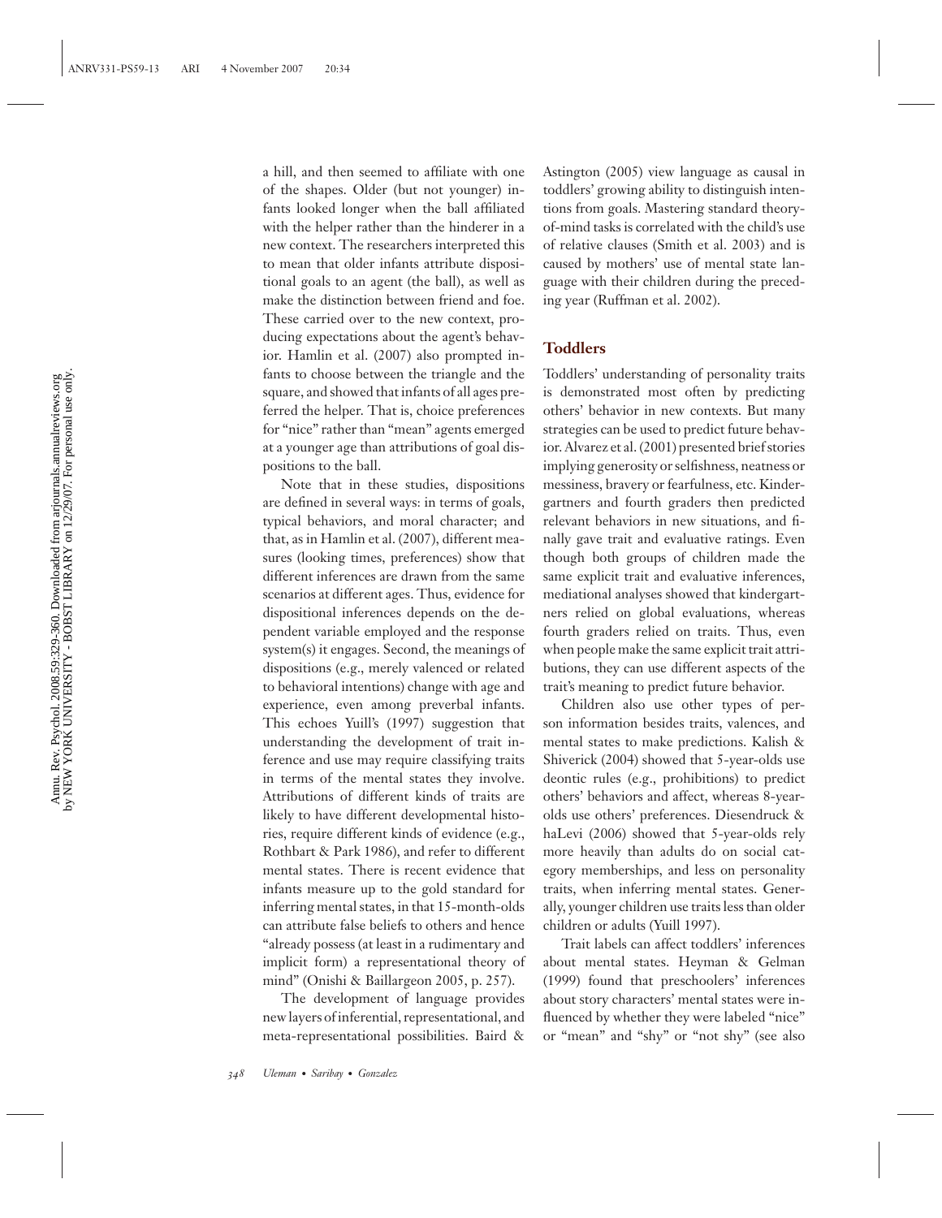a hill, and then seemed to affiliate with one of the shapes. Older (but not younger) infants looked longer when the ball affiliated with the helper rather than the hinderer in a new context. The researchers interpreted this to mean that older infants attribute dispositional goals to an agent (the ball), as well as make the distinction between friend and foe. These carried over to the new context, producing expectations about the agent's behavior. Hamlin et al. (2007) also prompted infants to choose between the triangle and the square, and showed that infants of all ages preferred the helper. That is, choice preferences for "nice" rather than "mean" agents emerged at a younger age than attributions of goal dispositions to the ball.

Note that in these studies, dispositions are defined in several ways: in terms of goals, typical behaviors, and moral character; and that, as in Hamlin et al. (2007), different measures (looking times, preferences) show that different inferences are drawn from the same scenarios at different ages. Thus, evidence for dispositional inferences depends on the dependent variable employed and the response system(s) it engages. Second, the meanings of dispositions (e.g., merely valenced or related to behavioral intentions) change with age and experience, even among preverbal infants. This echoes Yuill's (1997) suggestion that understanding the development of trait inference and use may require classifying traits in terms of the mental states they involve. Attributions of different kinds of traits are likely to have different developmental histories, require different kinds of evidence (e.g., Rothbart & Park 1986), and refer to different mental states. There is recent evidence that infants measure up to the gold standard for inferring mental states, in that 15-month-olds can attribute false beliefs to others and hence "already possess (at least in a rudimentary and implicit form) a representational theory of mind" (Onishi & Baillargeon 2005, p. 257).

The development of language provides new layers of inferential, representational, and meta-representational possibilities. Baird & Astington (2005) view language as causal in toddlers' growing ability to distinguish intentions from goals. Mastering standard theory-of-mind tasks is correlated with the child's use of relative clauses (Smith et al. 2003) and is caused by mothers' use of mental state language with their children during the preceding year (Ruffman et al. 2002).

## Toddlers

Toddlers' understanding of personality traits is demonstrated most often by predicting others' behavior in new contexts. But many strategies can be used to predict future behavior. Alvarez et al. (2001) presented brief stories implying generosity or selfishness, neatness or messiness, bravery or fearfulness, etc. Kindergartners and fourth graders then predicted relevant behaviors in new situations, and finally gave trait and evaluative ratings. Even though both groups of children made the same explicit trait and evaluative inferences, mediational analyses showed that kindergartners relied on global evaluations, whereas fourth graders relied on traits. Thus, even when people make the same explicit trait attributions, they can use different aspects of the trait's meaning to predict future behavior.

Children also use other types of person information besides traits, valences, and mental states to make predictions. Kalish & Shiverick (2004) showed that 5-year-olds use deontic rules (e.g., prohibitions) to predict others' behaviors and affect, whereas 8-year-olds use others' preferences. Diesendruck & haLevi (2006) showed that 5-year-olds rely more heavily than adults do on social category memberships, and less on personality traits, when inferring mental states. Generally, younger children use traits less than older children or adults (Yuill 1997).

Trait labels can affect toddlers' inferences about mental states. Heyman & Gelman (1999) found that preschoolers' inferences about story characters' mental states were influenced by whether they were labeled "nice" or "mean" and "shy" or "not shy" (see also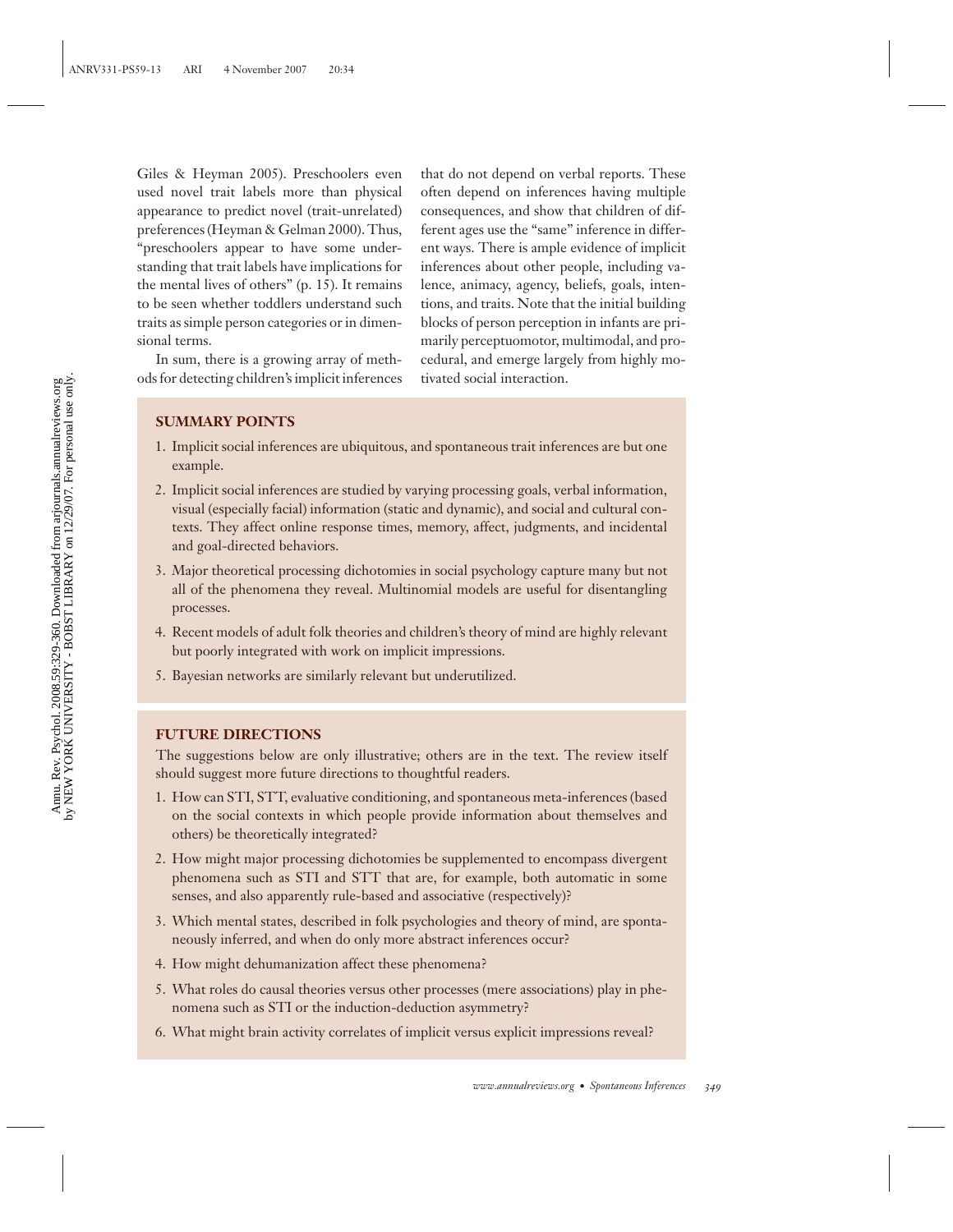Giles & Heyman 2005). Preschoolers even used novel trait labels more than physical appearance to predict novel (trait-unrelated) preferences (Heyman & Gelman 2000). Thus, "preschoolers appear to have some understanding that trait labels have implications for the mental lives of others" (p. 15). It remains to be seen whether toddlers understand such traits as simple person categories or in dimensional terms.

In sum, there is a growing array of methods for detecting children's implicit inferences that do not depend on verbal reports. These often depend on inferences having multiple consequences, and show that children of different ages use the "same" inference in different ways. There is ample evidence of implicit inferences about other people, including valence, animacy, agency, beliefs, goals, intentions, and traits. Note that the initial building blocks of person perception in infants are primarily perceptuomotor, multimodal, and procedural, and emerge largely from highly motivated social interaction.

**SUMMARY POINTS**

1. Implicit social inferences are ubiquitous, and spontaneous trait inferences are but one example.
2. Implicit social inferences are studied by varying processing goals, verbal information, visual (especially facial) information (static and dynamic), and social and cultural contexts. They affect online response times, memory, affect, judgments, and incidental and goal-directed behaviors.
3. Major theoretical processing dichotomies in social psychology capture many but not all of the phenomena they reveal. Multinomial models are useful for disentangling processes.
4. Recent models of adult folk theories and children's theory of mind are highly relevant but poorly integrated with work on implicit impressions.
5. Bayesian networks are similarly relevant but underutilized.

**FUTURE DIRECTIONS**

The suggestions below are only illustrative; others are in the text. The review itself should suggest more future directions to thoughtful readers.

1. How can STI, STT, evaluative conditioning, and spontaneous meta-inferences (based on the social contexts in which people provide information about themselves and others) be theoretically integrated?
2. How might major processing dichotomies be supplemented to encompass divergent phenomena such as STI and STT that are, for example, both automatic in some senses, and also apparently rule-based and associative (respectively)?
3. Which mental states, described in folk psychologies and theory of mind, are spontaneously inferred, and when do only more abstract inferences occur?
4. How might dehumanization affect these phenomena?
5. What roles do causal theories versus other processes (mere associations) play in phenomena such as STI or the induction-deduction asymmetry?
6. What might brain activity correlates of implicit versus explicit impressions reveal?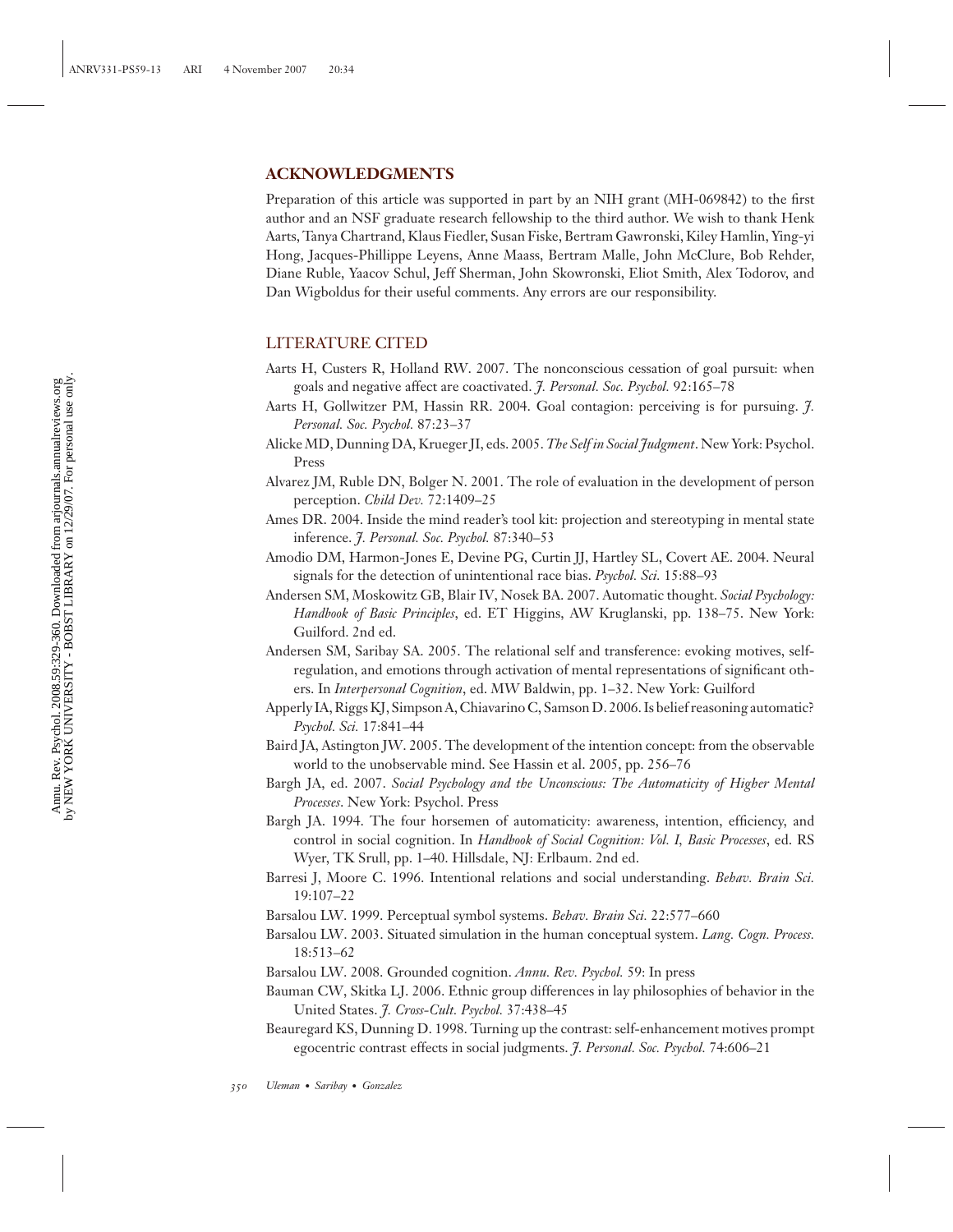## ACKNOWLEDGMENTS

Preparation of this article was supported in part by an NIH grant (MH-069842) to the first author and an NSF graduate research fellowship to the third author. We wish to thank Henk Aarts, Tanya Chartrand, Klaus Fiedler, Susan Fiske, Bertram Gawronski, Kiley Hamlin, Ying-yi Hong, Jacques-Phillippe Leyens, Anne Maass, Bertram Malle, John McClure, Bob Rehder, Diane Ruble, Yaacov Schul, Jeff Sherman, John Skowronski, Eliot Smith, Alex Todorov, and Dan Wigboldus for their useful comments. Any errors are our responsibility.

## LITERATURE CITED

Aarts H, Custers R, Holland RW. 2007. The nonconscious cessation of goal pursuit: when goals and negative affect are coactivated. *J. Personal. Soc. Psychol.* 92:165–78

Aarts H, Gollwitzer PM, Hassin RR. 2004. Goal contagion: perceiving is for pursuing. *J. Personal. Soc. Psychol.* 87:23–37

Alicke MD, Dunning DA, Krueger JI, eds. 2005. *The Self in Social Judgment*. New York: Psychol. Press

Alvarez JM, Ruble DN, Bolger N. 2001. The role of evaluation in the development of person perception. *Child Dev.* 72:1409–25

Ames DR. 2004. Inside the mind reader's tool kit: projection and stereotyping in mental state inference. *J. Personal. Soc. Psychol.* 87:340–53

Amodio DM, Harmon-Jones E, Devine PG, Curtin JJ, Hartley SL, Covert AE. 2004. Neural signals for the detection of unintentional race bias. *Psychol. Sci.* 15:88–93

Andersen SM, Moskowitz GB, Blair IV, Nosek BA. 2007. Automatic thought. *Social Psychology: Handbook of Basic Principles*, ed. ET Higgins, AW Kruglanski, pp. 138–75. New York: Guilford. 2nd ed.

Andersen SM, Saribay SA. 2005. The relational self and transference: evoking motives, self-regulation, and emotions through activation of mental representations of significant others. In *Interpersonal Cognition*, ed. MW Baldwin, pp. 1–32. New York: Guilford

Apperly IA, Riggs KJ, Simpson A, Chiavarino C, Samson D. 2006. Is belief reasoning automatic? *Psychol. Sci.* 17:841–44

Baird JA, Astington JW. 2005. The development of the intention concept: from the observable world to the unobservable mind. See Hassin et al. 2005, pp. 256–76

Bargh JA, ed. 2007. *Social Psychology and the Unconscious: The Automaticity of Higher Mental Processes*. New York: Psychol. Press

Bargh JA. 1994. The four horsemen of automaticity: awareness, intention, efficiency, and control in social cognition. In *Handbook of Social Cognition: Vol. I, Basic Processes*, ed. RS Wyer, TK Srull, pp. 1–40. Hillsdale, NJ: Erlbaum. 2nd ed.

Barresi J, Moore C. 1996. Intentional relations and social understanding. *Behav. Brain Sci.* 19:107–22

Barsalou LW. 1999. Perceptual symbol systems. *Behav. Brain Sci.* 22:577–660

Barsalou LW. 2003. Situated simulation in the human conceptual system. *Lang. Cogn. Process.* 18:513–62

Barsalou LW. 2008. Grounded cognition. *Annu. Rev. Psychol.* 59: In press

Bauman CW, Skitka LJ. 2006. Ethnic group differences in lay philosophies of behavior in the United States. *J. Cross-Cult. Psychol.* 37:438–45

Beauregard KS, Dunning D. 1998. Turning up the contrast: self-enhancement motives prompt egocentric contrast effects in social judgments. *J. Personal. Soc. Psychol.* 74:606–21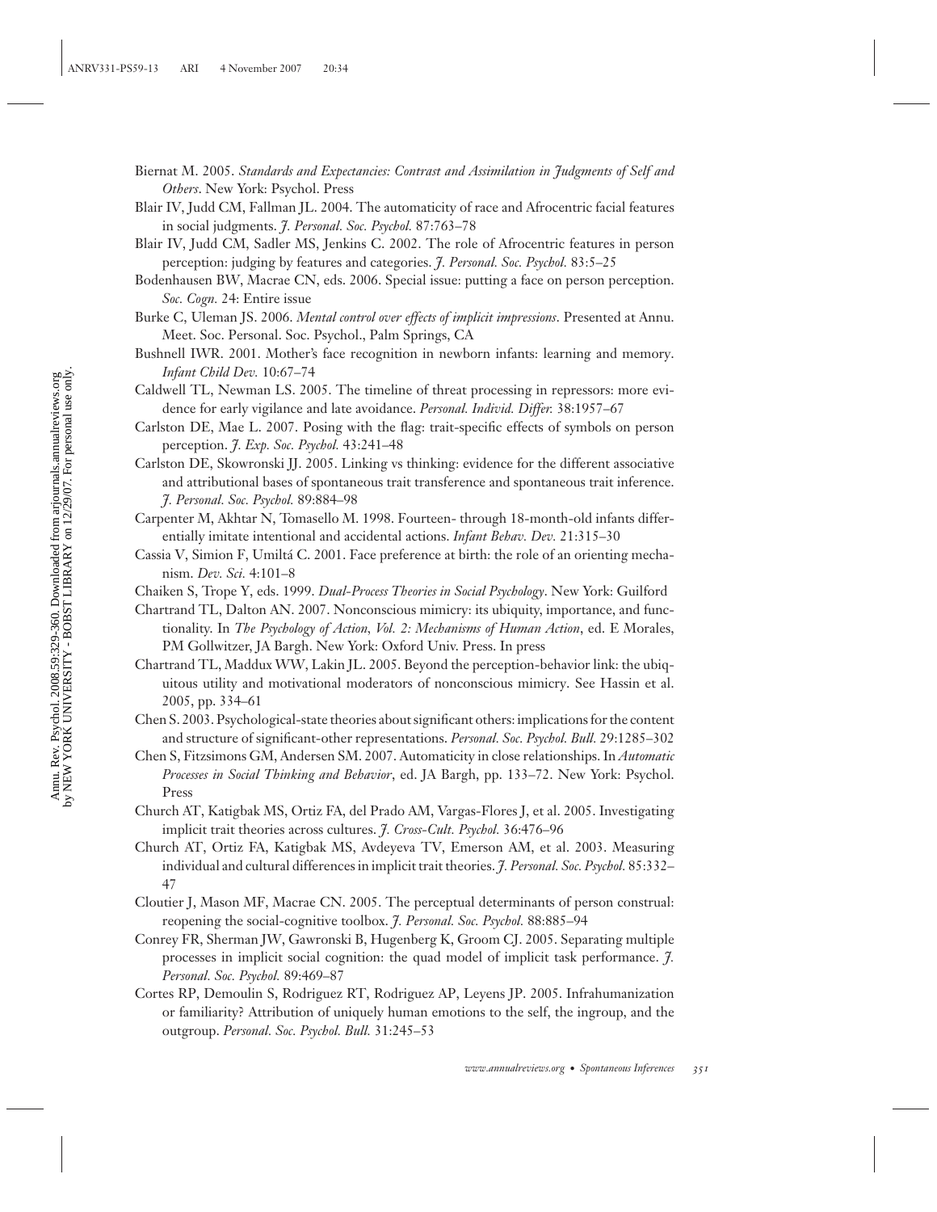Biernat M. 2005. *Standards and Expectancies: Contrast and Assimilation in Judgments of Self and Others*. New York: Psychol. Press

Blair IV, Judd CM, Fallman JL. 2004. The automaticity of race and Afrocentric facial features in social judgments. *J. Personal. Soc. Psychol.* 87:763–78

Blair IV, Judd CM, Sadler MS, Jenkins C. 2002. The role of Afrocentric features in person perception: judging by features and categories. *J. Personal. Soc. Psychol.* 83:5–25

Bodenhausen BW, Macrae CN, eds. 2006. Special issue: putting a face on person perception. *Soc. Cogn.* 24: Entire issue

Burke C, Uleman JS. 2006. *Mental control over effects of implicit impressions*. Presented at Annu. Meet. Soc. Personal. Soc. Psychol., Palm Springs, CA

Bushnell IWR. 2001. Mother's face recognition in newborn infants: learning and memory. *Infant Child Dev.* 10:67–74

Caldwell TL, Newman LS. 2005. The timeline of threat processing in repressors: more evidence for early vigilance and late avoidance. *Personal. Individ. Differ.* 38:1957–67

Carlston DE, Mae L. 2007. Posing with the flag: trait-specific effects of symbols on person perception. *J. Exp. Soc. Psychol.* 43:241–48

Carlston DE, Skowronski JJ. 2005. Linking vs thinking: evidence for the different associative and attributional bases of spontaneous trait transference and spontaneous trait inference. *J. Personal. Soc. Psychol.* 89:884–98

Carpenter M, Akhtar N, Tomasello M. 1998. Fourteen- through 18-month-old infants differentially imitate intentional and accidental actions. *Infant Behav. Dev.* 21:315–30

Cassia V, Simion F, Umiltá C. 2001. Face preference at birth: the role of an orienting mechanism. *Dev. Sci.* 4:101–8

Chaiken S, Trope Y, eds. 1999. *Dual-Process Theories in Social Psychology*. New York: Guilford

Chartrand TL, Dalton AN. 2007. Nonconscious mimicry: its ubiquity, importance, and functionality. In *The Psychology of Action, Vol. 2: Mechanisms of Human Action*, ed. E Morales, PM Gollwitzer, JA Bargh. New York: Oxford Univ. Press. In press

Chartrand TL, Maddux WW, Lakin JL. 2005. Beyond the perception-behavior link: the ubiquitous utility and motivational moderators of nonconscious mimicry. See Hassin et al. 2005, pp. 334–61

Chen S. 2003. Psychological-state theories about significant others: implications for the content and structure of significant-other representations. *Personal. Soc. Psychol. Bull.* 29:1285–302

Chen S, Fitzsimons GM, Andersen SM. 2007. Automaticity in close relationships. In *Automatic Processes in Social Thinking and Behavior*, ed. JA Bargh, pp. 133–72. New York: Psychol. Press

Church AT, Katigbak MS, Ortiz FA, del Prado AM, Vargas-Flores J, et al. 2005. Investigating implicit trait theories across cultures. *J. Cross-Cult. Psychol.* 36:476–96

Church AT, Ortiz FA, Katigbak MS, Avdeyeva TV, Emerson AM, et al. 2003. Measuring individual and cultural differences in implicit trait theories. *J. Personal. Soc. Psychol.* 85:332–47

Cloutier J, Mason MF, Macrae CN. 2005. The perceptual determinants of person construal: reopening the social-cognitive toolbox. *J. Personal. Soc. Psychol.* 88:885–94

Conrey FR, Sherman JW, Gawronski B, Hugenberg K, Groom CJ. 2005. Separating multiple processes in implicit social cognition: the quad model of implicit task performance. *J. Personal. Soc. Psychol.* 89:469–87

Cortes RP, Demoulin S, Rodriguez RT, Rodriguez AP, Leyens JP. 2005. Infrahumanization or familiarity? Attribution of uniquely human emotions to the self, the ingroup, and the outgroup. *Personal. Soc. Psychol. Bull.* 31:245–53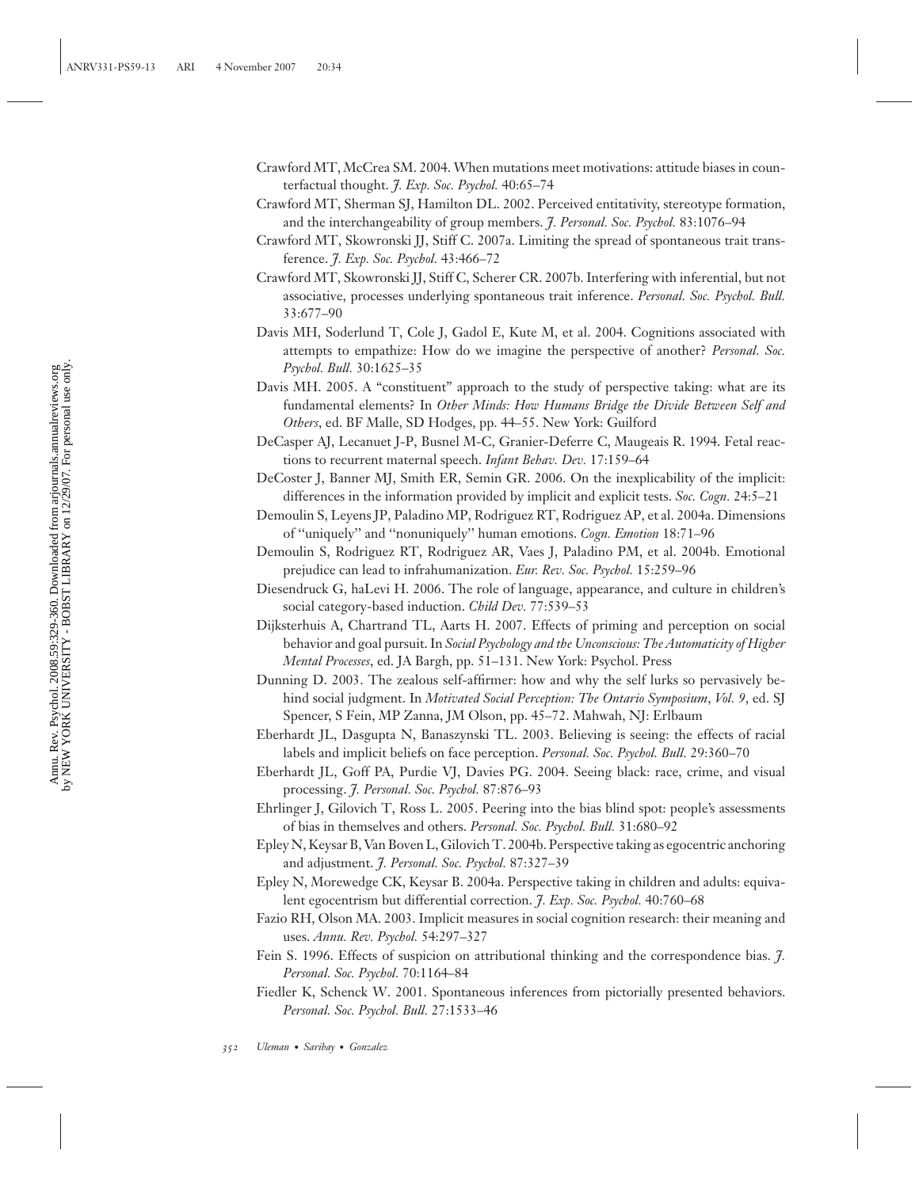Crawford MT, McCrea SM. 2004. When mutations meet motivations: attitude biases in counterfactual thought. *J. Exp. Soc. Psychol.* 40:65–74

Crawford MT, Sherman SJ, Hamilton DL. 2002. Perceived entitativity, stereotype formation, and the interchangeability of group members. *J. Personal. Soc. Psychol.* 83:1076–94

Crawford MT, Skowronski JJ, Stiff C. 2007a. Limiting the spread of spontaneous trait transference. *J. Exp. Soc. Psychol.* 43:466–72

Crawford MT, Skowronski JJ, Stiff C, Scherer CR. 2007b. Interfering with inferential, but not associative, processes underlying spontaneous trait inference. *Personal. Soc. Psychol. Bull.* 33:677–90

Davis MH, Soderlund T, Cole J, Gadol E, Kute M, et al. 2004. Cognitions associated with attempts to empathize: How do we imagine the perspective of another? *Personal. Soc. Psychol. Bull.* 30:1625–35

Davis MH. 2005. A "constituent" approach to the study of perspective taking: what are its fundamental elements? In *Other Minds: How Humans Bridge the Divide Between Self and Others*, ed. BF Malle, SD Hodges, pp. 44–55. New York: Guilford

DeCasper AJ, Lecanuet J-P, Busnel M-C, Granier-Deferre C, Maugeais R. 1994. Fetal reactions to recurrent maternal speech. *Infant Behav. Dev.* 17:159–64

DeCoster J, Banner MJ, Smith ER, Semin GR. 2006. On the inexplicability of the implicit: differences in the information provided by implicit and explicit tests. *Soc. Cogn.* 24:5–21

Demoulin S, Leyens JP, Paladino MP, Rodriguez RT, Rodriguez AP, et al. 2004a. Dimensions of "uniquely" and "nonuniquely" human emotions. *Cogn. Emotion* 18:71–96

Demoulin S, Rodriguez RT, Rodriguez AR, Vaes J, Paladino PM, et al. 2004b. Emotional prejudice can lead to infrahumanization. *Eur. Rev. Soc. Psychol.* 15:259–96

Diesendruck G, haLevi H. 2006. The role of language, appearance, and culture in children's social category-based induction. *Child Dev.* 77:539–53

Dijksterhuis A, Chartrand TL, Aarts H. 2007. Effects of priming and perception on social behavior and goal pursuit. In *Social Psychology and the Unconscious: The Automaticity of Higher Mental Processes*, ed. JA Bargh, pp. 51–131. New York: Psychol. Press

Dunning D. 2003. The zealous self-affirmer: how and why the self lurks so pervasively behind social judgment. In *Motivated Social Perception: The Ontario Symposium*, *Vol. 9*, ed. SJ Spencer, S Fein, MP Zanna, JM Olson, pp. 45–72. Mahwah, NJ: Erlbaum

Eberhardt JL, Dasgupta N, Banaszynski TL. 2003. Believing is seeing: the effects of racial labels and implicit beliefs on face perception. *Personal. Soc. Psychol. Bull.* 29:360–70

Eberhardt JL, Goff PA, Purdie VJ, Davies PG. 2004. Seeing black: race, crime, and visual processing. *J. Personal. Soc. Psychol.* 87:876–93

Ehrlinger J, Gilovich T, Ross L. 2005. Peering into the bias blind spot: people's assessments of bias in themselves and others. *Personal. Soc. Psychol. Bull.* 31:680–92

Epley N, Keysar B, Van Boven L, Gilovich T. 2004b. Perspective taking as egocentric anchoring and adjustment. *J. Personal. Soc. Psychol.* 87:327–39

Epley N, Morewedge CK, Keysar B. 2004a. Perspective taking in children and adults: equivalent egocentrism but differential correction. *J. Exp. Soc. Psychol.* 40:760–68

Fazio RH, Olson MA. 2003. Implicit measures in social cognition research: their meaning and uses. *Annu. Rev. Psychol.* 54:297–327

Fein S. 1996. Effects of suspicion on attributional thinking and the correspondence bias. *J. Personal. Soc. Psychol.* 70:1164–84

Fiedler K, Schenck W. 2001. Spontaneous inferences from pictorially presented behaviors. *Personal. Soc. Psychol. Bull.* 27:1533–46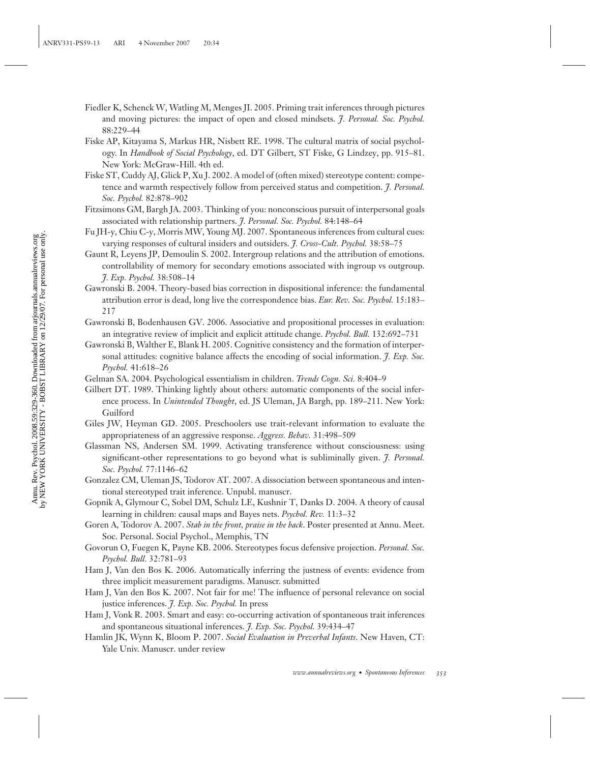Fiedler K, Schenck W, Watling M, Menges JI. 2005. Priming trait inferences through pictures and moving pictures: the impact of open and closed mindsets. *J. Personal. Soc. Psychol.* 88:229–44

Fiske AP, Kitayama S, Markus HR, Nisbett RE. 1998. The cultural matrix of social psychology. In *Handbook of Social Psychology*, ed. DT Gilbert, ST Fiske, G Lindzey, pp. 915–81. New York: McGraw-Hill. 4th ed.

Fiske ST, Cuddy AJ, Glick P, Xu J. 2002. A model of (often mixed) stereotype content: competence and warmth respectively follow from perceived status and competition. *J. Personal. Soc. Psychol.* 82:878–902

Fitzsimons GM, Bargh JA. 2003. Thinking of you: nonconscious pursuit of interpersonal goals associated with relationship partners. *J. Personal. Soc. Psychol.* 84:148–64

Fu JH-y, Chiu C-y, Morris MW, Young MJ. 2007. Spontaneous inferences from cultural cues: varying responses of cultural insiders and outsiders. *J. Cross-Cult. Psychol.* 38:58–75

Gaunt R, Leyens JP, Demoulin S. 2002. Intergroup relations and the attribution of emotions. controllability of memory for secondary emotions associated with ingroup vs outgroup. *J. Exp. Psychol.* 38:508–14

Gawronski B. 2004. Theory-based bias correction in dispositional inference: the fundamental attribution error is dead, long live the correspondence bias. *Eur. Rev. Soc. Psychol.* 15:183–217

Gawronski B, Bodenhausen GV. 2006. Associative and propositional processes in evaluation: an integrative review of implicit and explicit attitude change. *Psychol. Bull.* 132:692–731

Gawronski B, Walther E, Blank H. 2005. Cognitive consistency and the formation of interpersonal attitudes: cognitive balance affects the encoding of social information. *J. Exp. Soc. Psychol.* 41:618–26

Gelman SA. 2004. Psychological essentialism in children. *Trends Cogn. Sci.* 8:404–9

Gilbert DT. 1989. Thinking lightly about others: automatic components of the social inference process. In *Unintended Thought*, ed. JS Uleman, JA Bargh, pp. 189–211. New York: Guilford

Giles JW, Heyman GD. 2005. Preschoolers use trait-relevant information to evaluate the appropriateness of an aggressive response. *Aggress. Behav.* 31:498–509

Glassman NS, Andersen SM. 1999. Activating transference without consciousness: using significant-other representations to go beyond what is subliminally given. *J. Personal. Soc. Psychol.* 77:1146–62

Gonzalez CM, Uleman JS, Todorov AT. 2007. A dissociation between spontaneous and intentional stereotyped trait inference. Unpubl. manuscr.

Gopnik A, Glymour C, Sobel DM, Schulz LE, Kushnir T, Danks D. 2004. A theory of causal learning in children: causal maps and Bayes nets. *Psychol. Rev.* 11:3–32

Goren A, Todorov A. 2007. *Stab in the front, praise in the back*. Poster presented at Annu. Meet. Soc. Personal. Social Psychol., Memphis, TN

Govorun O, Fuegen K, Payne KB. 2006. Stereotypes focus defensive projection. *Personal. Soc. Psychol. Bull.* 32:781–93

Ham J, Van den Bos K. 2006. Automatically inferring the justness of events: evidence from three implicit measurement paradigms. Manuscr. submitted

Ham J, Van den Bos K. 2007. Not fair for me! The influence of personal relevance on social justice inferences. *J. Exp. Soc. Psychol.* In press

Ham J, Vonk R. 2003. Smart and easy: co-occurring activation of spontaneous trait inferences and spontaneous situational inferences. *J. Exp. Soc. Psychol.* 39:434–47

Hamlin JK, Wynn K, Bloom P. 2007. *Social Evaluation in Preverbal Infants*. New Haven, CT: Yale Univ. Manuscr. under review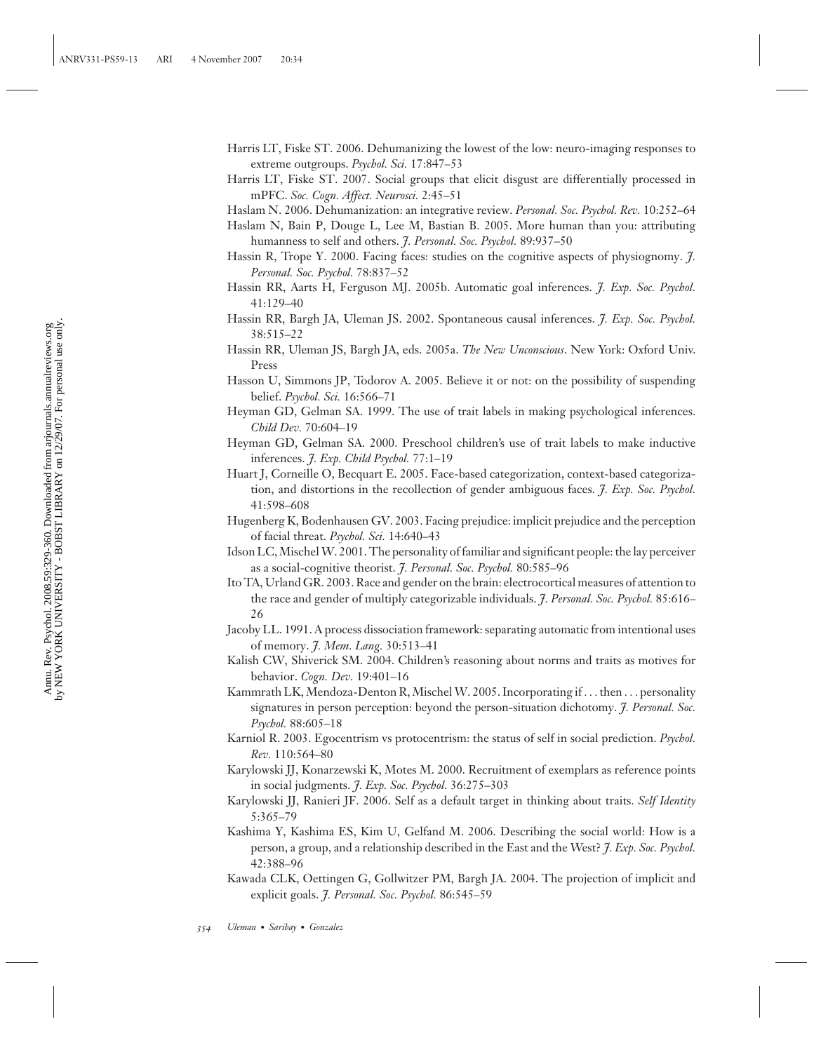Harris LT, Fiske ST. 2006. Dehumanizing the lowest of the low: neuro-imaging responses to extreme outgroups. *Psychol. Sci.* 17:847–53

Harris LT, Fiske ST. 2007. Social groups that elicit disgust are differentially processed in mPFC. *Soc. Cogn. Affect. Neurosci.* 2:45–51

Haslam N. 2006. Dehumanization: an integrative review. *Personal. Soc. Psychol. Rev.* 10:252–64

Haslam N, Bain P, Douge L, Lee M, Bastian B. 2005. More human than you: attributing humanness to self and others. *J. Personal. Soc. Psychol.* 89:937–50

Hassin R, Trope Y. 2000. Facing faces: studies on the cognitive aspects of physiognomy. *J. Personal. Soc. Psychol.* 78:837–52

Hassin RR, Aarts H, Ferguson MJ. 2005b. Automatic goal inferences. *J. Exp. Soc. Psychol.* 41:129–40

Hassin RR, Bargh JA, Uleman JS. 2002. Spontaneous causal inferences. *J. Exp. Soc. Psychol.* 38:515–22

Hassin RR, Uleman JS, Bargh JA, eds. 2005a. *The New Unconscious*. New York: Oxford Univ. Press

Hasson U, Simmons JP, Todorov A. 2005. Believe it or not: on the possibility of suspending belief. *Psychol. Sci.* 16:566–71

Heyman GD, Gelman SA. 1999. The use of trait labels in making psychological inferences. *Child Dev.* 70:604–19

Heyman GD, Gelman SA. 2000. Preschool children's use of trait labels to make inductive inferences. *J. Exp. Child Psychol.* 77:1–19

Huart J, Corneille O, Becquart E. 2005. Face-based categorization, context-based categorization, and distortions in the recollection of gender ambiguous faces. *J. Exp. Soc. Psychol.* 41:598–608

Hugenberg K, Bodenhausen GV. 2003. Facing prejudice: implicit prejudice and the perception of facial threat. *Psychol. Sci.* 14:640–43

Idson LC, Mischel W. 2001. The personality of familiar and significant people: the lay perceiver as a social-cognitive theorist. *J. Personal. Soc. Psychol.* 80:585–96

Ito TA, Urland GR. 2003. Race and gender on the brain: electrocortical measures of attention to the race and gender of multiply categorizable individuals. *J. Personal. Soc. Psychol.* 85:616–26

Jacoby LL. 1991. A process dissociation framework: separating automatic from intentional uses of memory. *J. Mem. Lang.* 30:513–41

Kalish CW, Shiverick SM. 2004. Children's reasoning about norms and traits as motives for behavior. *Cogn. Dev.* 19:401–16

Kammrath LK, Mendoza-Denton R, Mischel W. 2005. Incorporating if ... then ... personality signatures in person perception: beyond the person-situation dichotomy. *J. Personal. Soc. Psychol.* 88:605–18

Karniol R. 2003. Egocentrism vs protocentrism: the status of self in social prediction. *Psychol. Rev.* 110:564–80

Karylowski JJ, Konarzewski K, Motes M. 2000. Recruitment of exemplars as reference points in social judgments. *J. Exp. Soc. Psychol.* 36:275–303

Karylowski JJ, Ranieri JF. 2006. Self as a default target in thinking about traits. *Self Identity* 5:365–79

Kashima Y, Kashima ES, Kim U, Gelfand M. 2006. Describing the social world: How is a person, a group, and a relationship described in the East and the West? *J. Exp. Soc. Psychol.* 42:388–96

Kawada CLK, Oettingen G, Gollwitzer PM, Bargh JA. 2004. The projection of implicit and explicit goals. *J. Personal. Soc. Psychol.* 86:545–59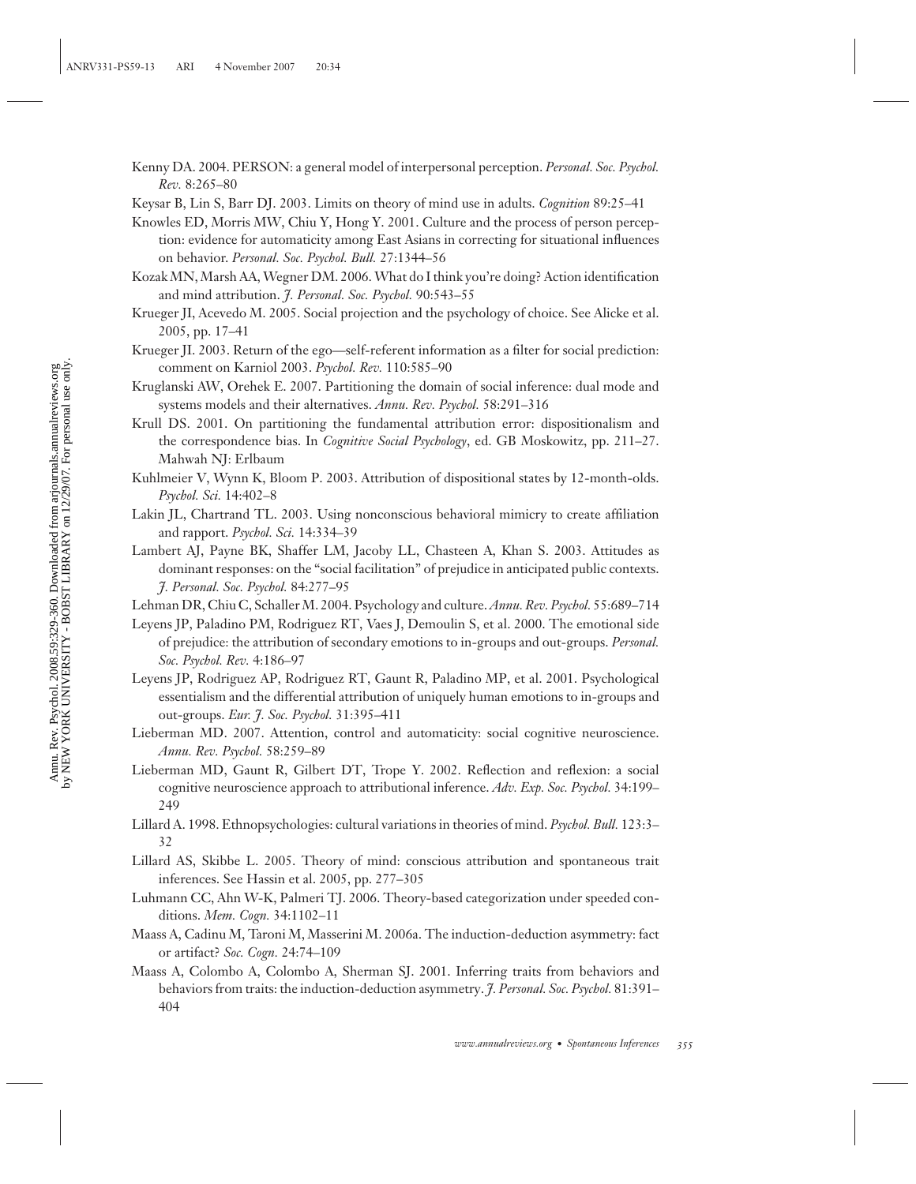Kenny DA. 2004. PERSON: a general model of interpersonal perception. *Personal. Soc. Psychol. Rev.* 8:265–80

Keysar B, Lin S, Barr DJ. 2003. Limits on theory of mind use in adults. *Cognition* 89:25–41

Knowles ED, Morris MW, Chiu Y, Hong Y. 2001. Culture and the process of person perception: evidence for automaticity among East Asians in correcting for situational influences on behavior. *Personal. Soc. Psychol. Bull.* 27:1344–56

Kozak MN, Marsh AA, Wegner DM. 2006. What do I think you're doing? Action identification and mind attribution. *J. Personal. Soc. Psychol.* 90:543–55

Krueger JI, Acevedo M. 2005. Social projection and the psychology of choice. See Alicke et al. 2005, pp. 17–41

Krueger JI. 2003. Return of the ego—self-referent information as a filter for social prediction: comment on Karniol 2003. *Psychol. Rev.* 110:585–90

Kruglanski AW, Orehek E. 2007. Partitioning the domain of social inference: dual mode and systems models and their alternatives. *Annu. Rev. Psychol.* 58:291–316

Krull DS. 2001. On partitioning the fundamental attribution error: dispositionalism and the correspondence bias. In *Cognitive Social Psychology*, ed. GB Moskowitz, pp. 211–27. Mahwah NJ: Erlbaum

Kuhlmeier V, Wynn K, Bloom P. 2003. Attribution of dispositional states by 12-month-olds. *Psychol. Sci.* 14:402–8

Lakin JL, Chartrand TL. 2003. Using nonconscious behavioral mimicry to create affiliation and rapport. *Psychol. Sci.* 14:334–39

Lambert AJ, Payne BK, Shaffer LM, Jacoby LL, Chasteen A, Khan S. 2003. Attitudes as dominant responses: on the "social facilitation" of prejudice in anticipated public contexts. *J. Personal. Soc. Psychol.* 84:277–95

Lehman DR, Chiu C, Schaller M. 2004. Psychology and culture. *Annu. Rev. Psychol.* 55:689–714

Leyens JP, Paladino PM, Rodriguez RT, Vaes J, Demoulin S, et al. 2000. The emotional side of prejudice: the attribution of secondary emotions to in-groups and out-groups. *Personal. Soc. Psychol. Rev.* 4:186–97

Leyens JP, Rodriguez AP, Rodriguez RT, Gaunt R, Paladino MP, et al. 2001. Psychological essentialism and the differential attribution of uniquely human emotions to in-groups and out-groups. *Eur. J. Soc. Psychol.* 31:395–411

Lieberman MD. 2007. Attention, control and automaticity: social cognitive neuroscience. *Annu. Rev. Psychol.* 58:259–89

Lieberman MD, Gaunt R, Gilbert DT, Trope Y. 2002. Reflection and reflexion: a social cognitive neuroscience approach to attributional inference. *Adv. Exp. Soc. Psychol.* 34:199–249

Lillard A. 1998. Ethnopsychologies: cultural variations in theories of mind. *Psychol. Bull.* 123:3–32

Lillard AS, Skibbe L. 2005. Theory of mind: conscious attribution and spontaneous trait inferences. See Hassin et al. 2005, pp. 277–305

Luhmann CC, Ahn W-K, Palmeri TJ. 2006. Theory-based categorization under speeded conditions. *Mem. Cogn.* 34:1102–11

Maass A, Cadinu M, Taroni M, Masserini M. 2006a. The induction-deduction asymmetry: fact or artifact? *Soc. Cogn.* 24:74–109

Maass A, Colombo A, Colombo A, Sherman SJ. 2001. Inferring traits from behaviors and behaviors from traits: the induction-deduction asymmetry. *J. Personal. Soc. Psychol.* 81:391–404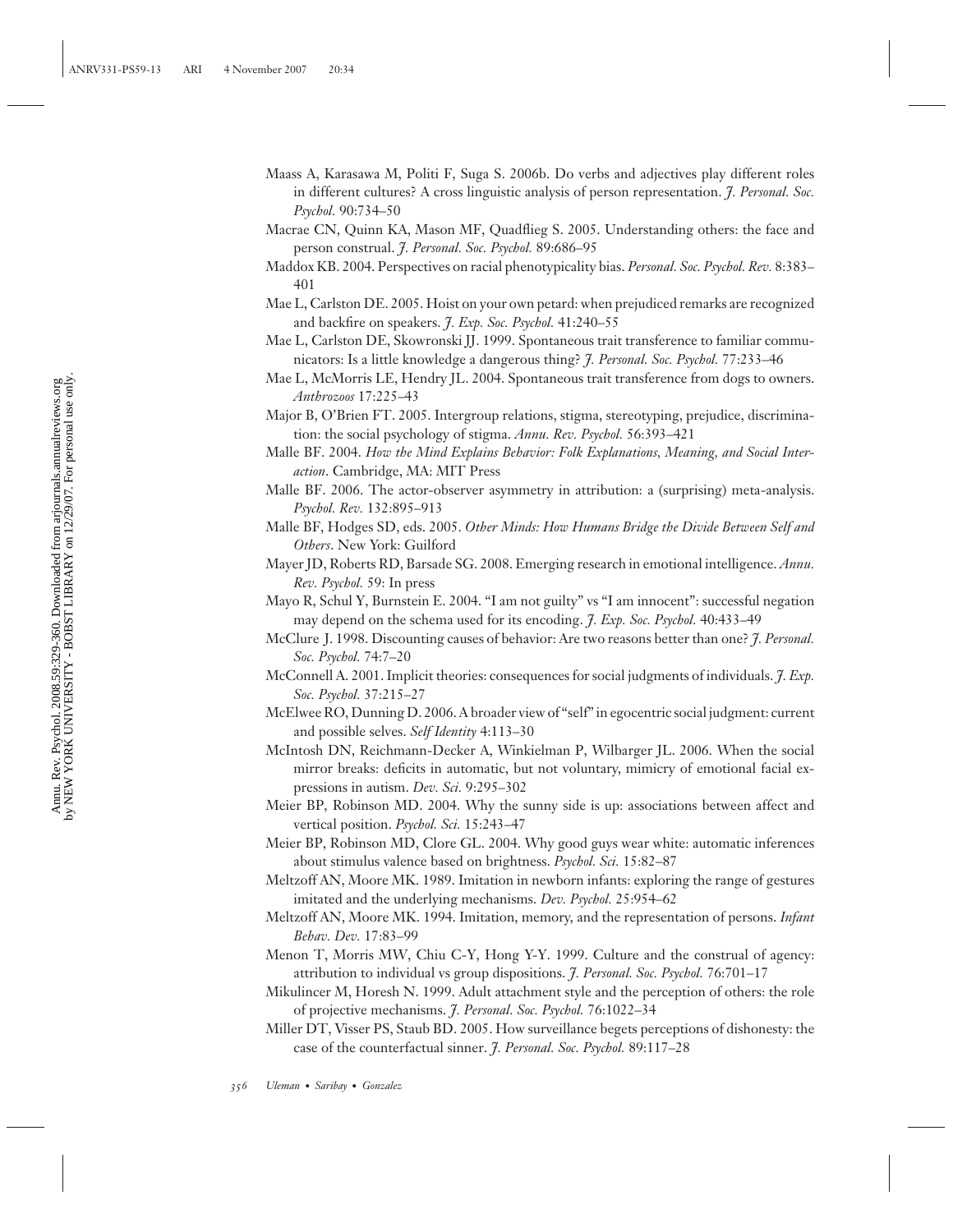Maass A, Karasawa M, Politi F, Suga S. 2006b. Do verbs and adjectives play different roles in different cultures? A cross linguistic analysis of person representation. *J. Personal. Soc. Psychol.* 90:734–50

Macrae CN, Quinn KA, Mason MF, Quadflieg S. 2005. Understanding others: the face and person construal. *J. Personal. Soc. Psychol.* 89:686–95

Maddox KB. 2004. Perspectives on racial phenotypicality bias. *Personal. Soc. Psychol. Rev.* 8:383–401

Mae L, Carlston DE. 2005. Hoist on your own petard: when prejudiced remarks are recognized and backfire on speakers. *J. Exp. Soc. Psychol.* 41:240–55

Mae L, Carlston DE, Skowronski JJ. 1999. Spontaneous trait transference to familiar communicators: Is a little knowledge a dangerous thing? *J. Personal. Soc. Psychol.* 77:233–46

Mae L, McMorris LE, Hendry JL. 2004. Spontaneous trait transference from dogs to owners. *Anthrozoos* 17:225–43

Major B, O'Brien FT. 2005. Intergroup relations, stigma, stereotyping, prejudice, discrimination: the social psychology of stigma. *Annu. Rev. Psychol.* 56:393–421

Malle BF. 2004. *How the Mind Explains Behavior: Folk Explanations, Meaning, and Social Interaction*. Cambridge, MA: MIT Press

Malle BF. 2006. The actor-observer asymmetry in attribution: a (surprising) meta-analysis. *Psychol. Rev.* 132:895–913

Malle BF, Hodges SD, eds. 2005. *Other Minds: How Humans Bridge the Divide Between Self and Others*. New York: Guilford

Mayer JD, Roberts RD, Barsade SG. 2008. Emerging research in emotional intelligence. *Annu. Rev. Psychol.* 59: In press

Mayo R, Schul Y, Burnstein E. 2004. "I am not guilty" vs "I am innocent": successful negation may depend on the schema used for its encoding. *J. Exp. Soc. Psychol.* 40:433–49

McClure J. 1998. Discounting causes of behavior: Are two reasons better than one? *J. Personal. Soc. Psychol.* 74:7–20

McConnell A. 2001. Implicit theories: consequences for social judgments of individuals. *J. Exp. Soc. Psychol.* 37:215–27

McElwee RO, Dunning D. 2006. A broader view of "self" in egocentric social judgment: current and possible selves. *Self Identity* 4:113–30

McIntosh DN, Reichmann-Decker A, Winkielman P, Wilbarger JL. 2006. When the social mirror breaks: deficits in automatic, but not voluntary, mimicry of emotional facial expressions in autism. *Dev. Sci.* 9:295–302

Meier BP, Robinson MD. 2004. Why the sunny side is up: associations between affect and vertical position. *Psychol. Sci.* 15:243–47

Meier BP, Robinson MD, Clore GL. 2004. Why good guys wear white: automatic inferences about stimulus valence based on brightness. *Psychol. Sci.* 15:82–87

Meltzoff AN, Moore MK. 1989. Imitation in newborn infants: exploring the range of gestures imitated and the underlying mechanisms. *Dev. Psychol.* 25:954–62

Meltzoff AN, Moore MK. 1994. Imitation, memory, and the representation of persons. *Infant Behav. Dev.* 17:83–99

Menon T, Morris MW, Chiu C-Y, Hong Y-Y. 1999. Culture and the construal of agency: attribution to individual vs group dispositions. *J. Personal. Soc. Psychol.* 76:701–17

Mikulincer M, Horesh N. 1999. Adult attachment style and the perception of others: the role of projective mechanisms. *J. Personal. Soc. Psychol.* 76:1022–34

Miller DT, Visser PS, Staub BD. 2005. How surveillance begets perceptions of dishonesty: the case of the counterfactual sinner. *J. Personal. Soc. Psychol.* 89:117–28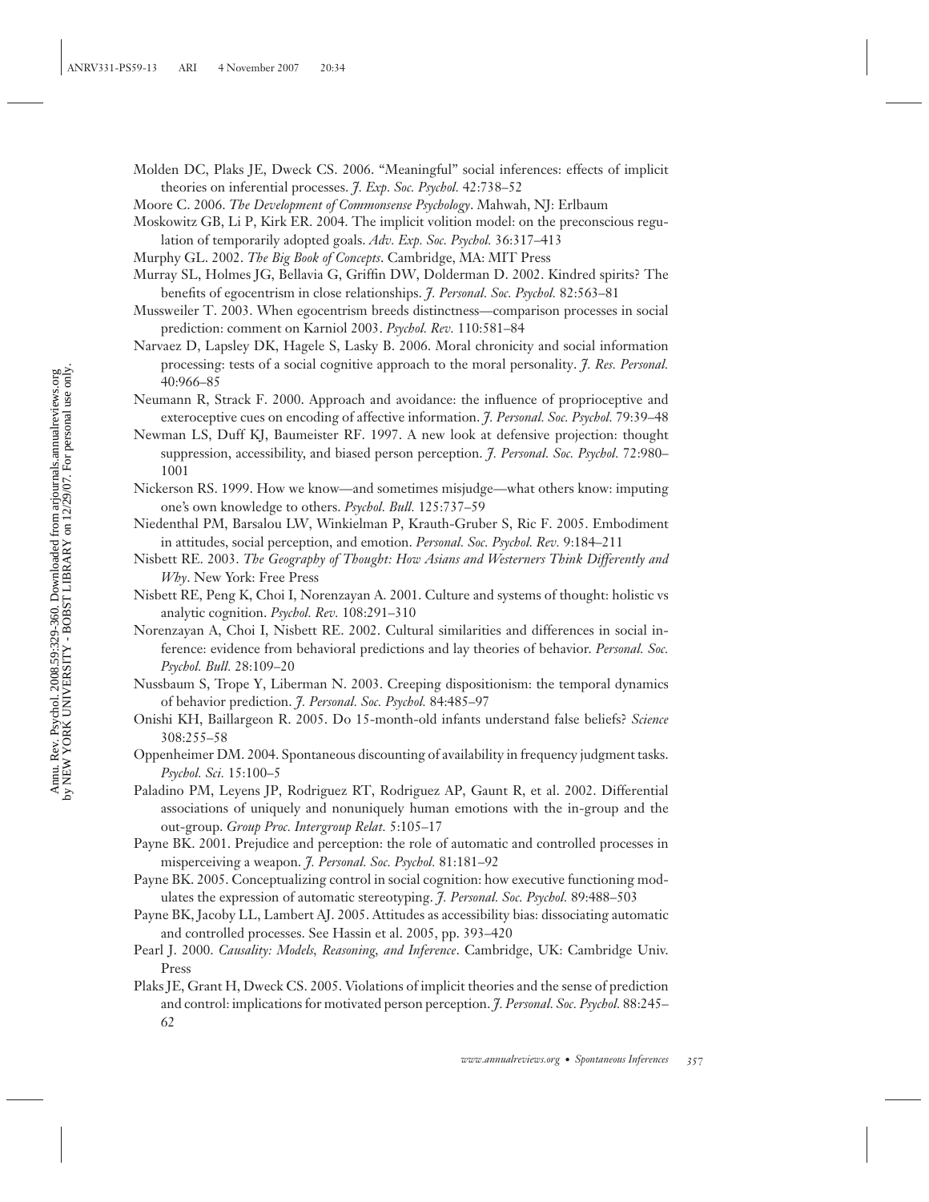Molden DC, Plaks JE, Dweck CS. 2006. "Meaningful" social inferences: effects of implicit theories on inferential processes. *J. Exp. Soc. Psychol.* 42:738–52

Moore C. 2006. *The Development of Commonsense Psychology*. Mahwah, NJ: Erlbaum

Moskowitz GB, Li P, Kirk ER. 2004. The implicit volition model: on the preconscious regulation of temporarily adopted goals. *Adv. Exp. Soc. Psychol.* 36:317–413

Murphy GL. 2002. *The Big Book of Concepts*. Cambridge, MA: MIT Press

Murray SL, Holmes JG, Bellavia G, Griffin DW, Dolderman D. 2002. Kindred spirits? The benefits of egocentrism in close relationships. *J. Personal. Soc. Psychol.* 82:563–81

Mussweiler T. 2003. When egocentrism breeds distinctness—comparison processes in social prediction: comment on Karniol 2003. *Psychol. Rev.* 110:581–84

Narvaez D, Lapsley DK, Hagele S, Lasky B. 2006. Moral chronicity and social information processing: tests of a social cognitive approach to the moral personality. *J. Res. Personal.* 40:966–85

Neumann R, Strack F. 2000. Approach and avoidance: the influence of proprioceptive and exteroceptive cues on encoding of affective information. *J. Personal. Soc. Psychol.* 79:39–48

Newman LS, Duff KJ, Baumeister RF. 1997. A new look at defensive projection: thought suppression, accessibility, and biased person perception. *J. Personal. Soc. Psychol.* 72:980–1001

Nickerson RS. 1999. How we know—and sometimes misjudge—what others know: imputing one's own knowledge to others. *Psychol. Bull.* 125:737–59

Niedenthal PM, Barsalou LW, Winkielman P, Krauth-Gruber S, Ric F. 2005. Embodiment in attitudes, social perception, and emotion. *Personal. Soc. Psychol. Rev.* 9:184–211

Nisbett RE. 2003. *The Geography of Thought: How Asians and Westerners Think Differently and Why*. New York: Free Press

Nisbett RE, Peng K, Choi I, Norenzayan A. 2001. Culture and systems of thought: holistic vs analytic cognition. *Psychol. Rev.* 108:291–310

Norenzayan A, Choi I, Nisbett RE. 2002. Cultural similarities and differences in social inference: evidence from behavioral predictions and lay theories of behavior. *Personal. Soc. Psychol. Bull.* 28:109–20

Nussbaum S, Trope Y, Liberman N. 2003. Creeping dispositionism: the temporal dynamics of behavior prediction. *J. Personal. Soc. Psychol.* 84:485–97

Onishi KH, Baillargeon R. 2005. Do 15-month-old infants understand false beliefs? *Science* 308:255–58

Oppenheimer DM. 2004. Spontaneous discounting of availability in frequency judgment tasks. *Psychol. Sci.* 15:100–5

Paladino PM, Leyens JP, Rodriguez RT, Rodriguez AP, Gaunt R, et al. 2002. Differential associations of uniquely and nonuniquely human emotions with the in-group and the out-group. *Group Proc. Intergroup Relat.* 5:105–17

Payne BK. 2001. Prejudice and perception: the role of automatic and controlled processes in misperceiving a weapon. *J. Personal. Soc. Psychol.* 81:181–92

Payne BK. 2005. Conceptualizing control in social cognition: how executive functioning modulates the expression of automatic stereotyping. *J. Personal. Soc. Psychol.* 89:488–503

Payne BK, Jacoby LL, Lambert AJ. 2005. Attitudes as accessibility bias: dissociating automatic and controlled processes. See Hassin et al. 2005, pp. 393–420

Pearl J. 2000. *Causality: Models, Reasoning, and Inference*. Cambridge, UK: Cambridge Univ. Press

Plaks JE, Grant H, Dweck CS. 2005. Violations of implicit theories and the sense of prediction and control: implications for motivated person perception. *J. Personal. Soc. Psychol.* 88:245–62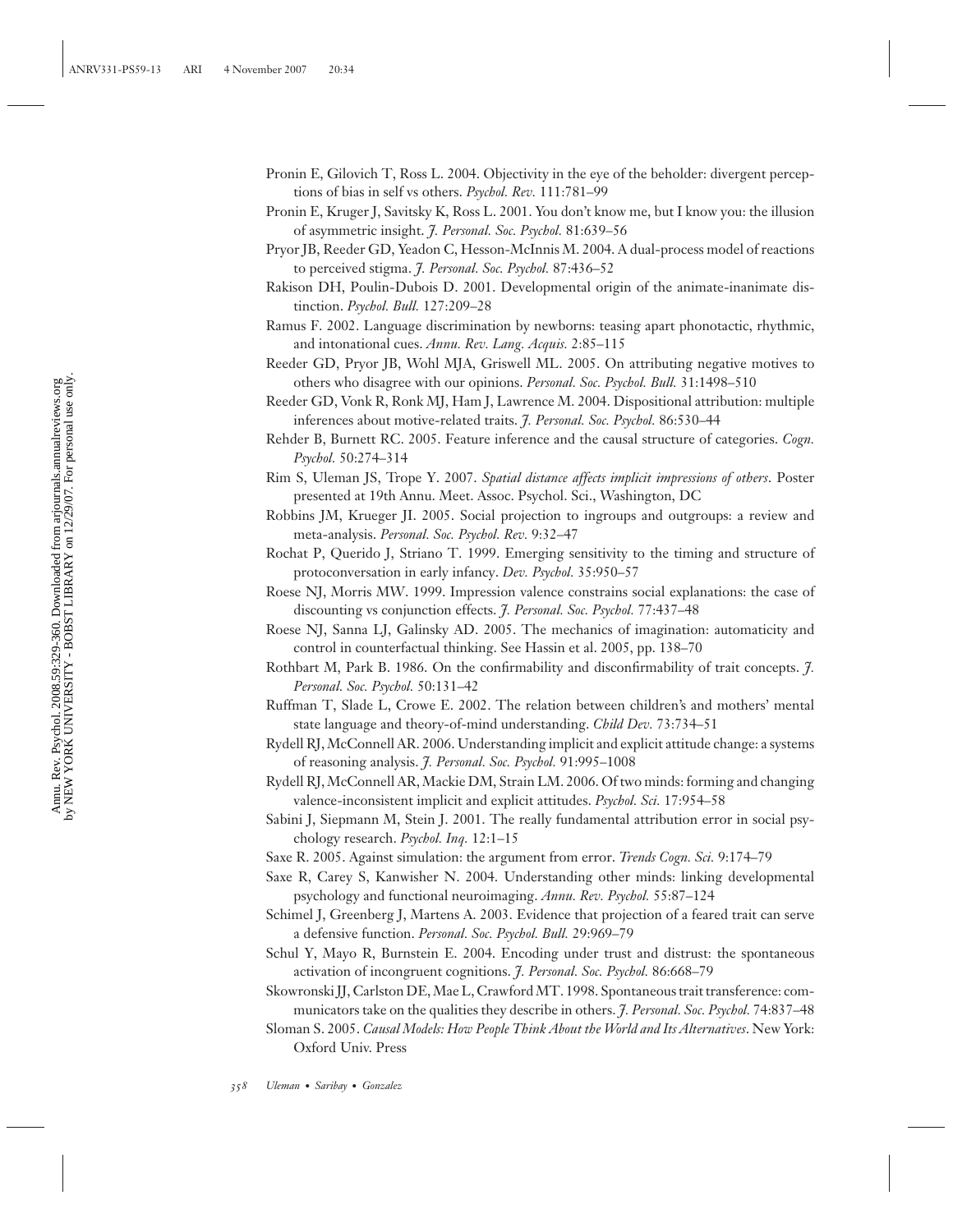Pronin E, Gilovich T, Ross L. 2004. Objectivity in the eye of the beholder: divergent perceptions of bias in self vs others. *Psychol. Rev.* 111:781–99

Pronin E, Kruger J, Savitsky K, Ross L. 2001. You don't know me, but I know you: the illusion of asymmetric insight. *J. Personal. Soc. Psychol.* 81:639–56

Pryor JB, Reeder GD, Yeadon C, Hesson-McInnis M. 2004. A dual-process model of reactions to perceived stigma. *J. Personal. Soc. Psychol.* 87:436–52

Rakison DH, Poulin-Dubois D. 2001. Developmental origin of the animate-inanimate distinction. *Psychol. Bull.* 127:209–28

Ramus F. 2002. Language discrimination by newborns: teasing apart phonotactic, rhythmic, and intonational cues. *Annu. Rev. Lang. Acquis.* 2:85–115

Reeder GD, Pryor JB, Wohl MJA, Griswell ML. 2005. On attributing negative motives to others who disagree with our opinions. *Personal. Soc. Psychol. Bull.* 31:1498–510

Reeder GD, Vonk R, Ronk MJ, Ham J, Lawrence M. 2004. Dispositional attribution: multiple inferences about motive-related traits. *J. Personal. Soc. Psychol.* 86:530–44

Rehder B, Burnett RC. 2005. Feature inference and the causal structure of categories. *Cogn. Psychol.* 50:274–314

Rim S, Uleman JS, Trope Y. 2007. *Spatial distance affects implicit impressions of others*. Poster presented at 19th Annu. Meet. Assoc. Psychol. Sci., Washington, DC

Robbins JM, Krueger JI. 2005. Social projection to ingroups and outgroups: a review and meta-analysis. *Personal. Soc. Psychol. Rev.* 9:32–47

Rochat P, Querido J, Striano T. 1999. Emerging sensitivity to the timing and structure of protoconversation in early infancy. *Dev. Psychol.* 35:950–57

Roese NJ, Morris MW. 1999. Impression valence constrains social explanations: the case of discounting vs conjunction effects. *J. Personal. Soc. Psychol.* 77:437–48

Roese NJ, Sanna LJ, Galinsky AD. 2005. The mechanics of imagination: automaticity and control in counterfactual thinking. See Hassin et al. 2005, pp. 138–70

Rothbart M, Park B. 1986. On the confirmability and disconfirmability of trait concepts. *J. Personal. Soc. Psychol.* 50:131–42

Ruffman T, Slade L, Crowe E. 2002. The relation between children's and mothers' mental state language and theory-of-mind understanding. *Child Dev.* 73:734–51

Rydell RJ, McConnell AR. 2006. Understanding implicit and explicit attitude change: a systems of reasoning analysis. *J. Personal. Soc. Psychol.* 91:995–1008

Rydell RJ, McConnell AR, Mackie DM, Strain LM. 2006. Of two minds: forming and changing valence-inconsistent implicit and explicit attitudes. *Psychol. Sci.* 17:954–58

Sabini J, Siepmann M, Stein J. 2001. The really fundamental attribution error in social psychology research. *Psychol. Inq.* 12:1–15

Saxe R. 2005. Against simulation: the argument from error. *Trends Cogn. Sci.* 9:174–79

Saxe R, Carey S, Kanwisher N. 2004. Understanding other minds: linking developmental psychology and functional neuroimaging. *Annu. Rev. Psychol.* 55:87–124

Schimel J, Greenberg J, Martens A. 2003. Evidence that projection of a feared trait can serve a defensive function. *Personal. Soc. Psychol. Bull.* 29:969–79

Schul Y, Mayo R, Burnstein E. 2004. Encoding under trust and distrust: the spontaneous activation of incongruent cognitions. *J. Personal. Soc. Psychol.* 86:668–79

Skowronski JJ, Carlston DE, Mae L, Crawford MT. 1998. Spontaneous trait transference: communicators take on the qualities they describe in others. *J. Personal. Soc. Psychol.* 74:837–48

Sloman S. 2005. *Causal Models: How People Think About the World and Its Alternatives*. New York: Oxford Univ. Press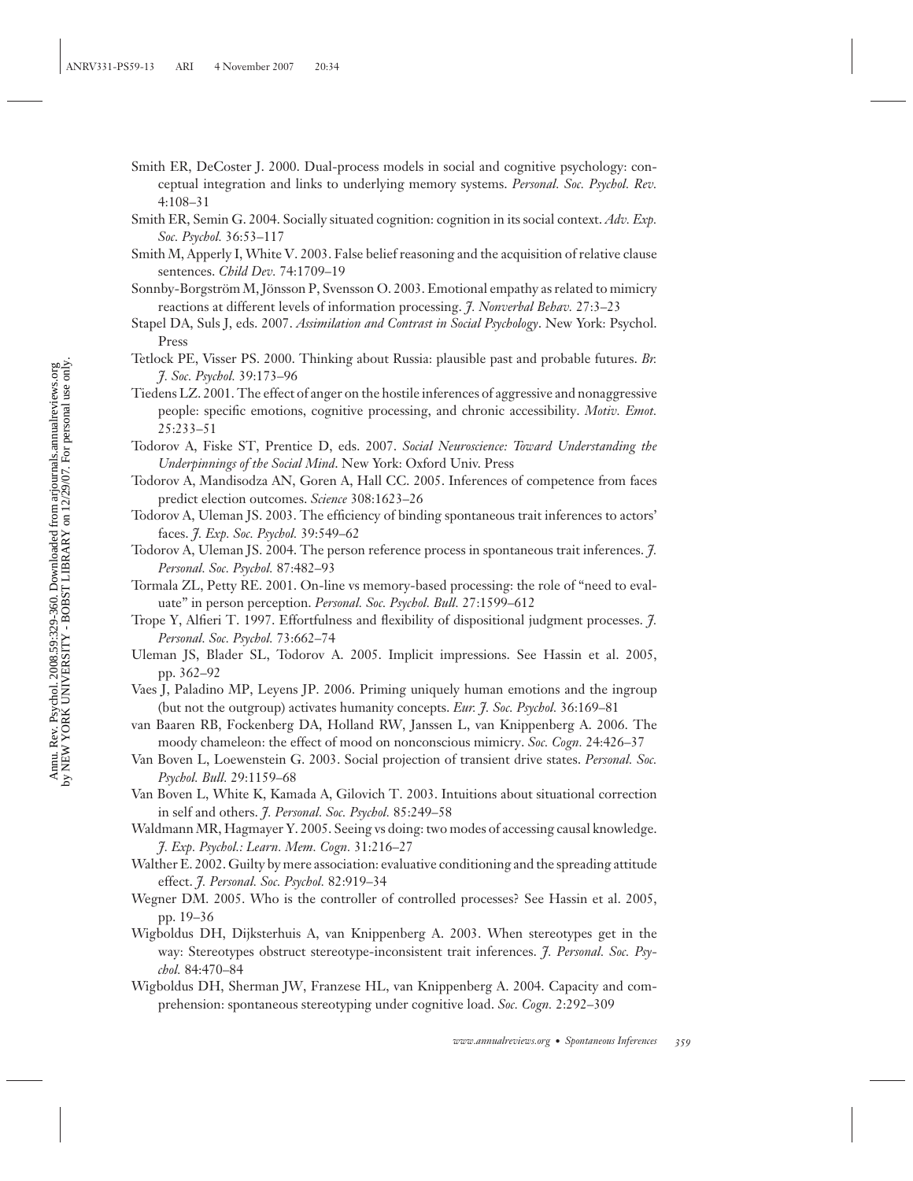Smith ER, DeCoster J. 2000. Dual-process models in social and cognitive psychology: conceptual integration and links to underlying memory systems. *Personal. Soc. Psychol. Rev.* 4:108–31

Smith ER, Semin G. 2004. Socially situated cognition: cognition in its social context. *Adv. Exp. Soc. Psychol.* 36:53–117

Smith M, Apperly I, White V. 2003. False belief reasoning and the acquisition of relative clause sentences. *Child Dev.* 74:1709–19

Sonnby-Borgström M, Jönsson P, Svensson O. 2003. Emotional empathy as related to mimicry reactions at different levels of information processing. *J. Nonverbal Behav.* 27:3–23

Stapel DA, Suls J, eds. 2007. *Assimilation and Contrast in Social Psychology*. New York: Psychol. Press

Tetlock PE, Visser PS. 2000. Thinking about Russia: plausible past and probable futures. *Br. J. Soc. Psychol.* 39:173–96

Tiedens LZ. 2001. The effect of anger on the hostile inferences of aggressive and nonaggressive people: specific emotions, cognitive processing, and chronic accessibility. *Motiv. Emot.* 25:233–51

Todorov A, Fiske ST, Prentice D, eds. 2007. *Social Neuroscience: Toward Understanding the Underpinnings of the Social Mind*. New York: Oxford Univ. Press

Todorov A, Mandisodza AN, Goren A, Hall CC. 2005. Inferences of competence from faces predict election outcomes. *Science* 308:1623–26

Todorov A, Uleman JS. 2003. The efficiency of binding spontaneous trait inferences to actors' faces. *J. Exp. Soc. Psychol.* 39:549–62

Todorov A, Uleman JS. 2004. The person reference process in spontaneous trait inferences. *J. Personal. Soc. Psychol.* 87:482–93

Tormala ZL, Petty RE. 2001. On-line vs memory-based processing: the role of "need to evaluate" in person perception. *Personal. Soc. Psychol. Bull.* 27:1599–612

Trope Y, Alfieri T. 1997. Effortfulness and flexibility of dispositional judgment processes. *J. Personal. Soc. Psychol.* 73:662–74

Uleman JS, Blader SL, Todorov A. 2005. Implicit impressions. See Hassin et al. 2005, pp. 362–92

Vaes J, Paladino MP, Leyens JP. 2006. Priming uniquely human emotions and the ingroup (but not the outgroup) activates humanity concepts. *Eur. J. Soc. Psychol.* 36:169–81

van Baaren RB, Fockenberg DA, Holland RW, Janssen L, van Knippenberg A. 2006. The moody chameleon: the effect of mood on nonconscious mimicry. *Soc. Cogn.* 24:426–37

Van Boven L, Loewenstein G. 2003. Social projection of transient drive states. *Personal. Soc. Psychol. Bull.* 29:1159–68

Van Boven L, White K, Kamada A, Gilovich T. 2003. Intuitions about situational correction in self and others. *J. Personal. Soc. Psychol.* 85:249–58

Waldmann MR, Hagmayer Y. 2005. Seeing vs doing: two modes of accessing causal knowledge. *J. Exp. Psychol.: Learn. Mem. Cogn.* 31:216–27

Walther E. 2002. Guilty by mere association: evaluative conditioning and the spreading attitude effect. *J. Personal. Soc. Psychol.* 82:919–34

Wegner DM. 2005. Who is the controller of controlled processes? See Hassin et al. 2005, pp. 19–36

Wigboldus DH, Dijksterhuis A, van Knippenberg A. 2003. When stereotypes get in the way: Stereotypes obstruct stereotype-inconsistent trait inferences. *J. Personal. Soc. Psychol.* 84:470–84

Wigboldus DH, Sherman JW, Franzese HL, van Knippenberg A. 2004. Capacity and comprehension: spontaneous stereotyping under cognitive load. *Soc. Cogn.* 2:292–309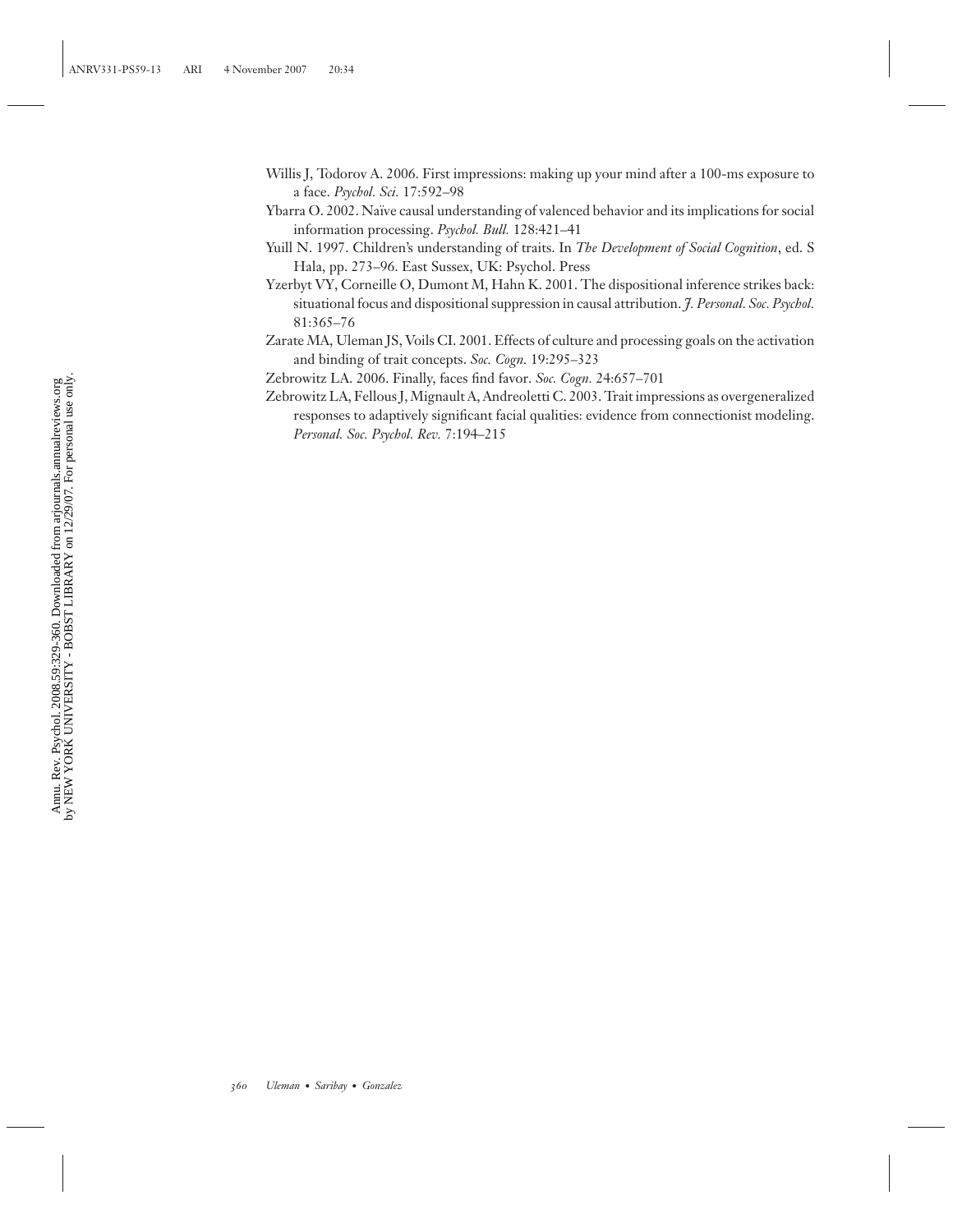Willis J, Todorov A. 2006. First impressions: making up your mind after a 100-ms exposure to a face. *Psychol. Sci.* 17:592–98

Ybarra O. 2002. Naïve causal understanding of valenced behavior and its implications for social information processing. *Psychol. Bull.* 128:421–41

Yuill N. 1997. Children's understanding of traits. In *The Development of Social Cognition*, ed. S Hala, pp. 273–96. East Sussex, UK: Psychol. Press

Yzerbyt VY, Corneille O, Dumont M, Hahn K. 2001. The dispositional inference strikes back: situational focus and dispositional suppression in causal attribution. *J. Personal. Soc. Psychol.* 81:365–76

Zarate MA, Uleman JS, Voils CI. 2001. Effects of culture and processing goals on the activation and binding of trait concepts. *Soc. Cogn.* 19:295–323

Zebrowitz LA. 2006. Finally, faces find favor. *Soc. Cogn.* 24:657–701

Zebrowitz LA, Fellous J, Mignault A, Andreoletti C. 2003. Trait impressions as overgeneralized responses to adaptively significant facial qualities: evidence from connectionist modeling. *Personal. Soc. Psychol. Rev.* 7:194–215